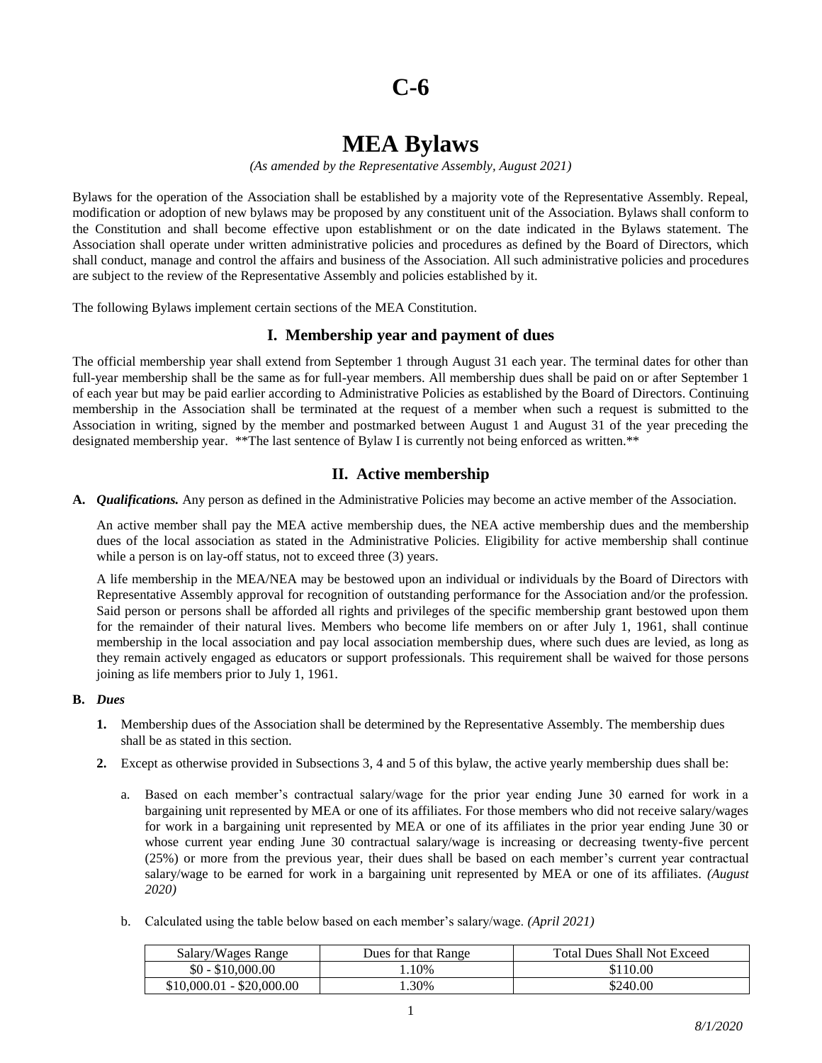# C-6

# MEA Bylaws

*(As amended by the Representative Assembly, August 2021)*

Bylaws for the operation of the Association shall be established by a majority vote of the Representative Assembly. Repeal, modification or adoption of new bylaws may be proposed by any constituent unit of the Association. Bylaws shall conform to the Constitution and shall become effective upon establishment or on the date indicated in the Bylaws statement. The Association shall operate under written administrative policies and procedures as defined by the Board of Directors, which shall conduct, manage and control the affairs and business of the Association. All such administrative policies and procedures are subject to the review of the Representative Assembly and policies established by it.

The following Bylaws implement certain sections of the MEA Constitution.

## I. Membership year and payment of dues

The official membership year shall extend from September 1 through August 31 each year. The terminal dates for other than full-year membership shall be the same as for full-year members. All membership dues shall be paid on or after September 1 of each year but may be paid earlier according to Administrative Policies as established by the Board of Directors. Continuing membership in the Association shall be terminated at the request of a member when such a request is submitted to the Association in writing, signed by the member and postmarked between August 1 and August 31 of the year preceding the designated membership year. **The last sentence of Bylaw I is currently not being enforced as written.**

## II. Active membership

**A.** ***Qualifications.*** Any person as defined in the Administrative Policies may become an active member of the Association.

An active member shall pay the MEA active membership dues, the NEA active membership dues and the membership dues of the local association as stated in the Administrative Policies. Eligibility for active membership shall continue while a person is on lay-off status, not to exceed three (3) years.

A life membership in the MEA/NEA may be bestowed upon an individual or individuals by the Board of Directors with Representative Assembly approval for recognition of outstanding performance for the Association and/or the profession. Said person or persons shall be afforded all rights and privileges of the specific membership grant bestowed upon them for the remainder of their natural lives. Members who become life members on or after July 1, 1961, shall continue membership in the local association and pay local association membership dues, where such dues are levied, as long as they remain actively engaged as educators or support professionals. This requirement shall be waived for those persons joining as life members prior to July 1, 1961.

**B.** ***Dues***

1. Membership dues of the Association shall be determined by the Representative Assembly. The membership dues shall be as stated in this section.
2. Except as otherwise provided in Subsections 3, 4 and 5 of this bylaw, the active yearly membership dues shall be:

   a. Based on each member's contractual salary/wage for the prior year ending June 30 earned for work in a bargaining unit represented by MEA or one of its affiliates. For those members who did not receive salary/wages for work in a bargaining unit represented by MEA or one of its affiliates in the prior year ending June 30 or whose current year ending June 30 contractual salary/wage is increasing or decreasing twenty-five percent (25%) or more from the previous year, their dues shall be based on each member's current year contractual salary/wage to be earned for work in a bargaining unit represented by MEA or one of its affiliates. *(August 2020)*

   b. Calculated using the table below based on each member's salary/wage. *(April 2021)*

| Salary/Wages Range | Dues for that Range | Total Dues Shall Not Exceed |
|---|---|---|
| $0 - $10,000.00 | 1.10% | $110.00 |
| $10,000.01 - $20,000.00 | 1.30% | $240.00 |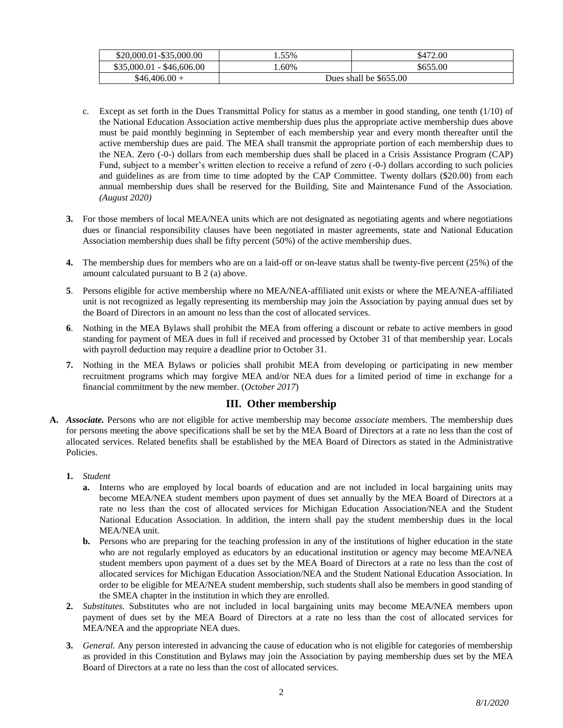| $20,000.01-$35,000.00 | 1.55% | $472.00 |
|---|---|---|
| $35,000.01 - $46,606.00 | 1.60% | $655.00 |
| $46,406.00 + | Dues shall be $655.00 | |

c. Except as set forth in the Dues Transmittal Policy for status as a member in good standing, one tenth (1/10) of the National Education Association active membership dues plus the appropriate active membership dues above must be paid monthly beginning in September of each membership year and every month thereafter until the active membership dues are paid. The MEA shall transmit the appropriate portion of each membership dues to the NEA. Zero (-0-) dollars from each membership dues shall be placed in a Crisis Assistance Program (CAP) Fund, subject to a member's written election to receive a refund of zero (-0-) dollars according to such policies and guidelines as are from time to time adopted by the CAP Committee. Twenty dollars ($20.00) from each annual membership dues shall be reserved for the Building, Site and Maintenance Fund of the Association. *(August 2020)*

**3.** For those members of local MEA/NEA units which are not designated as negotiating agents and where negotiations dues or financial responsibility clauses have been negotiated in master agreements, state and National Education Association membership dues shall be fifty percent (50%) of the active membership dues.

**4.** The membership dues for members who are on a laid-off or on-leave status shall be twenty-five percent (25%) of the amount calculated pursuant to B 2 (a) above.

**5**. Persons eligible for active membership where no MEA/NEA-affiliated unit exists or where the MEA/NEA-affiliated unit is not recognized as legally representing its membership may join the Association by paying annual dues set by the Board of Directors in an amount no less than the cost of allocated services.

**6**. Nothing in the MEA Bylaws shall prohibit the MEA from offering a discount or rebate to active members in good standing for payment of MEA dues in full if received and processed by October 31 of that membership year. Locals with payroll deduction may require a deadline prior to October 31.

**7.** Nothing in the MEA Bylaws or policies shall prohibit MEA from developing or participating in new member recruitment programs which may forgive MEA and/or NEA dues for a limited period of time in exchange for a financial commitment by the new member. (*October 2017*)

## III. Other membership

**A.** ***Associate.*** Persons who are not eligible for active membership may become *associate* members. The membership dues for persons meeting the above specifications shall be set by the MEA Board of Directors at a rate no less than the cost of allocated services. Related benefits shall be established by the MEA Board of Directors as stated in the Administrative Policies.

**1.** *Student*

**a.** Interns who are employed by local boards of education and are not included in local bargaining units may become MEA/NEA student members upon payment of dues set annually by the MEA Board of Directors at a rate no less than the cost of allocated services for Michigan Education Association/NEA and the Student National Education Association. In addition, the intern shall pay the student membership dues in the local MEA/NEA unit.

**b.** Persons who are preparing for the teaching profession in any of the institutions of higher education in the state who are not regularly employed as educators by an educational institution or agency may become MEA/NEA student members upon payment of a dues set by the MEA Board of Directors at a rate no less than the cost of allocated services for Michigan Education Association/NEA and the Student National Education Association. In order to be eligible for MEA/NEA student membership, such students shall also be members in good standing of the SMEA chapter in the institution in which they are enrolled.

**2.** *Substitutes.* Substitutes who are not included in local bargaining units may become MEA/NEA members upon payment of dues set by the MEA Board of Directors at a rate no less than the cost of allocated services for MEA/NEA and the appropriate NEA dues.

**3.** *General.* Any person interested in advancing the cause of education who is not eligible for categories of membership as provided in this Constitution and Bylaws may join the Association by paying membership dues set by the MEA Board of Directors at a rate no less than the cost of allocated services.

*8/1/2020*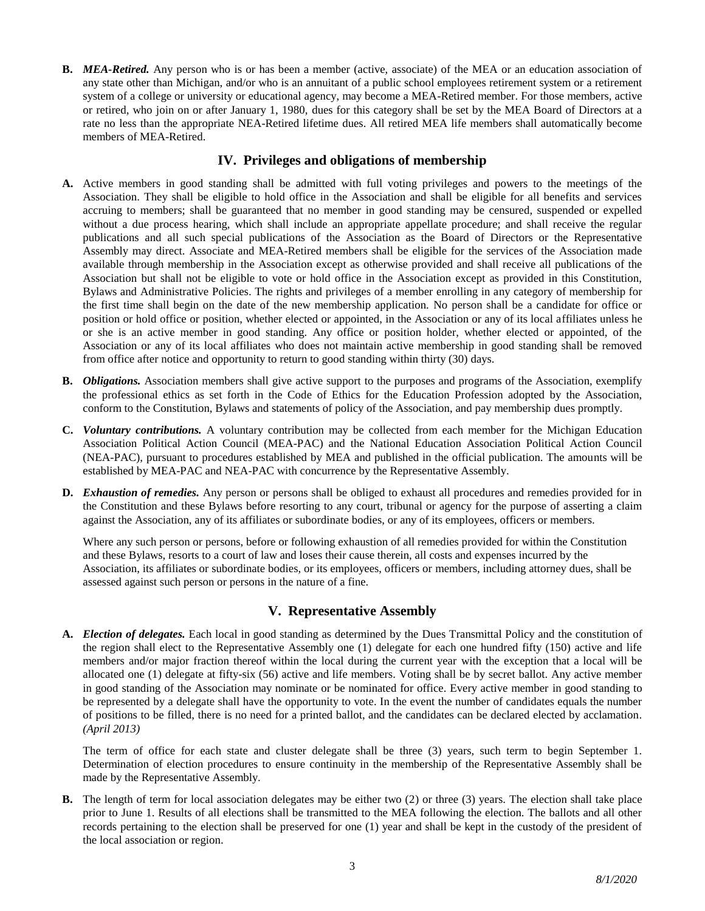**B.** ***MEA-Retired.*** Any person who is or has been a member (active, associate) of the MEA or an education association of any state other than Michigan, and/or who is an annuitant of a public school employees retirement system or a retirement system of a college or university or educational agency, may become a MEA-Retired member. For those members, active or retired, who join on or after January 1, 1980, dues for this category shall be set by the MEA Board of Directors at a rate no less than the appropriate NEA-Retired lifetime dues. All retired MEA life members shall automatically become members of MEA-Retired.

## IV. Privileges and obligations of membership

**A.** Active members in good standing shall be admitted with full voting privileges and powers to the meetings of the Association. They shall be eligible to hold office in the Association and shall be eligible for all benefits and services accruing to members; shall be guaranteed that no member in good standing may be censured, suspended or expelled without a due process hearing, which shall include an appropriate appellate procedure; and shall receive the regular publications and all such special publications of the Association as the Board of Directors or the Representative Assembly may direct. Associate and MEA-Retired members shall be eligible for the services of the Association made available through membership in the Association except as otherwise provided and shall receive all publications of the Association but shall not be eligible to vote or hold office in the Association except as provided in this Constitution, Bylaws and Administrative Policies. The rights and privileges of a member enrolling in any category of membership for the first time shall begin on the date of the new membership application. No person shall be a candidate for office or position or hold office or position, whether elected or appointed, in the Association or any of its local affiliates unless he or she is an active member in good standing. Any office or position holder, whether elected or appointed, of the Association or any of its local affiliates who does not maintain active membership in good standing shall be removed from office after notice and opportunity to return to good standing within thirty (30) days.

**B.** ***Obligations.*** Association members shall give active support to the purposes and programs of the Association, exemplify the professional ethics as set forth in the Code of Ethics for the Education Profession adopted by the Association, conform to the Constitution, Bylaws and statements of policy of the Association, and pay membership dues promptly.

**C.** ***Voluntary contributions.*** A voluntary contribution may be collected from each member for the Michigan Education Association Political Action Council (MEA-PAC) and the National Education Association Political Action Council (NEA-PAC), pursuant to procedures established by MEA and published in the official publication. The amounts will be established by MEA-PAC and NEA-PAC with concurrence by the Representative Assembly.

**D.** ***Exhaustion of remedies.*** Any person or persons shall be obliged to exhaust all procedures and remedies provided for in the Constitution and these Bylaws before resorting to any court, tribunal or agency for the purpose of asserting a claim against the Association, any of its affiliates or subordinate bodies, or any of its employees, officers or members.

Where any such person or persons, before or following exhaustion of all remedies provided for within the Constitution and these Bylaws, resorts to a court of law and loses their cause therein, all costs and expenses incurred by the Association, its affiliates or subordinate bodies, or its employees, officers or members, including attorney dues, shall be assessed against such person or persons in the nature of a fine.

## V. Representative Assembly

**A.** ***Election of delegates.*** Each local in good standing as determined by the Dues Transmittal Policy and the constitution of the region shall elect to the Representative Assembly one (1) delegate for each one hundred fifty (150) active and life members and/or major fraction thereof within the local during the current year with the exception that a local will be allocated one (1) delegate at fifty-six (56) active and life members. Voting shall be by secret ballot. Any active member in good standing of the Association may nominate or be nominated for office. Every active member in good standing to be represented by a delegate shall have the opportunity to vote. In the event the number of candidates equals the number of positions to be filled, there is no need for a printed ballot, and the candidates can be declared elected by acclamation. *(April 2013)*

The term of office for each state and cluster delegate shall be three (3) years, such term to begin September 1. Determination of election procedures to ensure continuity in the membership of the Representative Assembly shall be made by the Representative Assembly.

**B.** The length of term for local association delegates may be either two (2) or three (3) years. The election shall take place prior to June 1. Results of all elections shall be transmitted to the MEA following the election. The ballots and all other records pertaining to the election shall be preserved for one (1) year and shall be kept in the custody of the president of the local association or region.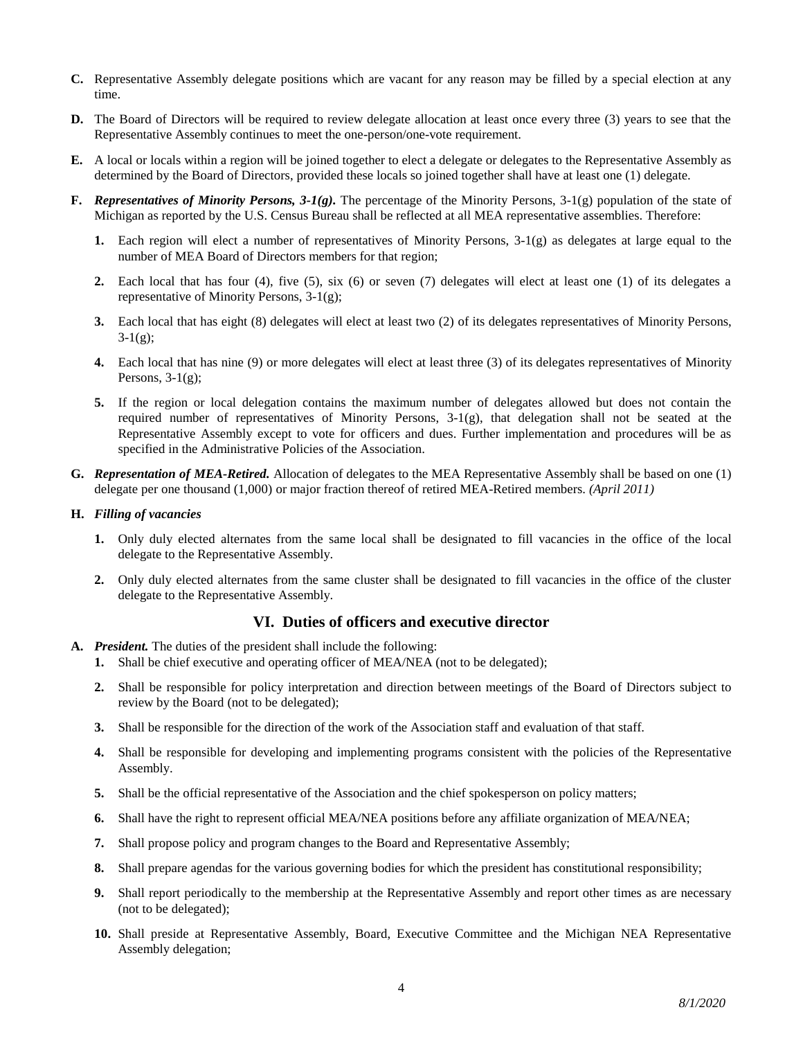**C.** Representative Assembly delegate positions which are vacant for any reason may be filled by a special election at any time.

**D.** The Board of Directors will be required to review delegate allocation at least once every three (3) years to see that the Representative Assembly continues to meet the one-person/one-vote requirement.

**E.** A local or locals within a region will be joined together to elect a delegate or delegates to the Representative Assembly as determined by the Board of Directors, provided these locals so joined together shall have at least one (1) delegate.

**F.** ***Representatives of Minority Persons, 3-1(g).*** The percentage of the Minority Persons, 3-1(g) population of the state of Michigan as reported by the U.S. Census Bureau shall be reflected at all MEA representative assemblies. Therefore:

1. Each region will elect a number of representatives of Minority Persons, 3-1(g) as delegates at large equal to the number of MEA Board of Directors members for that region;

2. Each local that has four (4), five (5), six (6) or seven (7) delegates will elect at least one (1) of its delegates a representative of Minority Persons, 3-1(g);

3. Each local that has eight (8) delegates will elect at least two (2) of its delegates representatives of Minority Persons, 3-1(g);

4. Each local that has nine (9) or more delegates will elect at least three (3) of its delegates representatives of Minority Persons, 3-1(g);

5. If the region or local delegation contains the maximum number of delegates allowed but does not contain the required number of representatives of Minority Persons, 3-1(g), that delegation shall not be seated at the Representative Assembly except to vote for officers and dues. Further implementation and procedures will be as specified in the Administrative Policies of the Association.

**G.** ***Representation of MEA-Retired.*** Allocation of delegates to the MEA Representative Assembly shall be based on one (1) delegate per one thousand (1,000) or major fraction thereof of retired MEA-Retired members. *(April 2011)*

**H.** ***Filling of vacancies***

1. Only duly elected alternates from the same local shall be designated to fill vacancies in the office of the local delegate to the Representative Assembly.

2. Only duly elected alternates from the same cluster shall be designated to fill vacancies in the office of the cluster delegate to the Representative Assembly.

## VI. Duties of officers and executive director

**A.** ***President.*** The duties of the president shall include the following:

1. Shall be chief executive and operating officer of MEA/NEA (not to be delegated);

2. Shall be responsible for policy interpretation and direction between meetings of the Board of Directors subject to review by the Board (not to be delegated);

3. Shall be responsible for the direction of the work of the Association staff and evaluation of that staff.

4. Shall be responsible for developing and implementing programs consistent with the policies of the Representative Assembly.

5. Shall be the official representative of the Association and the chief spokesperson on policy matters;

6. Shall have the right to represent official MEA/NEA positions before any affiliate organization of MEA/NEA;

7. Shall propose policy and program changes to the Board and Representative Assembly;

8. Shall prepare agendas for the various governing bodies for which the president has constitutional responsibility;

9. Shall report periodically to the membership at the Representative Assembly and report other times as are necessary (not to be delegated);

10. Shall preside at Representative Assembly, Board, Executive Committee and the Michigan NEA Representative Assembly delegation;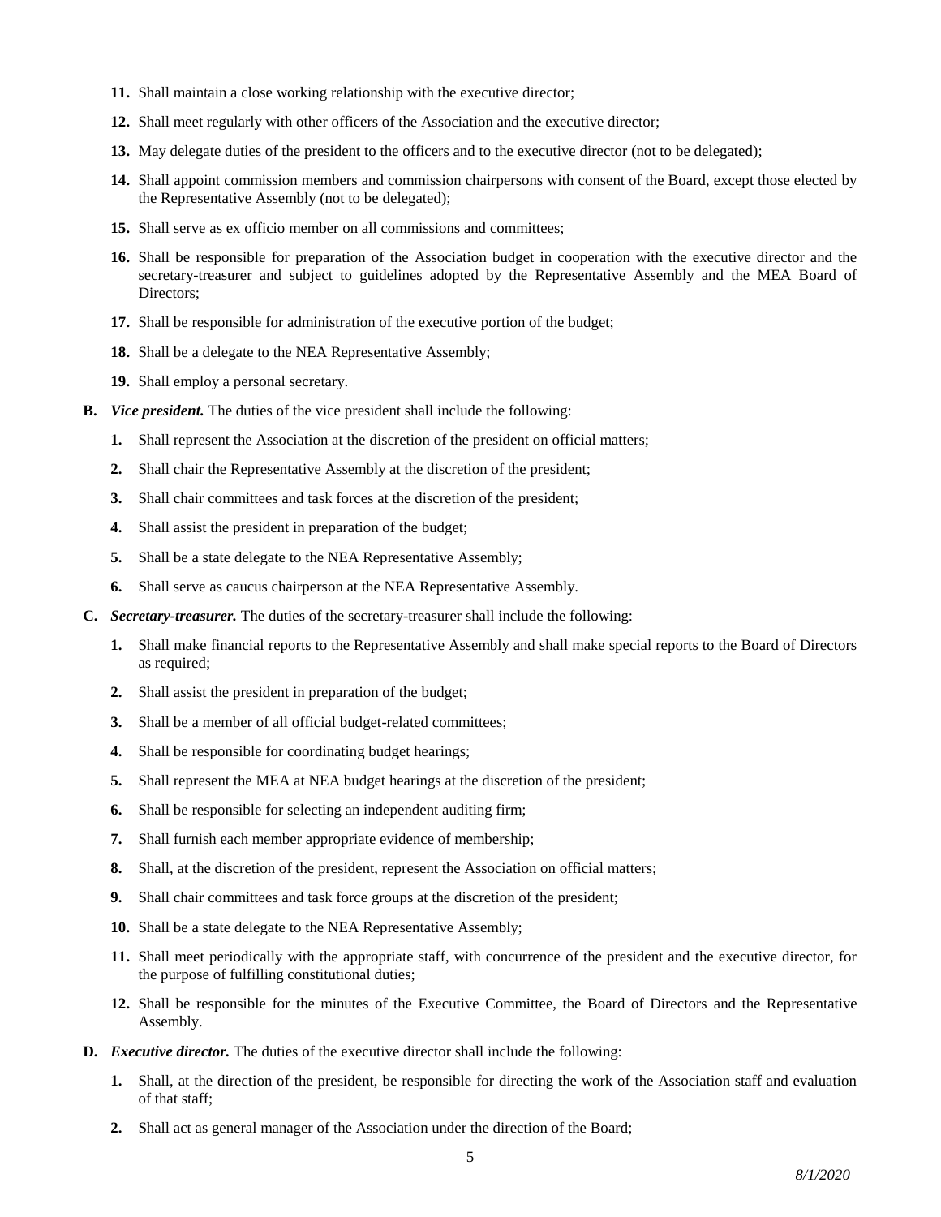11. Shall maintain a close working relationship with the executive director;

12. Shall meet regularly with other officers of the Association and the executive director;

13. May delegate duties of the president to the officers and to the executive director (not to be delegated);

14. Shall appoint commission members and commission chairpersons with consent of the Board, except those elected by the Representative Assembly (not to be delegated);

15. Shall serve as ex officio member on all commissions and committees;

16. Shall be responsible for preparation of the Association budget in cooperation with the executive director and the secretary-treasurer and subject to guidelines adopted by the Representative Assembly and the MEA Board of Directors;

17. Shall be responsible for administration of the executive portion of the budget;

18. Shall be a delegate to the NEA Representative Assembly;

19. Shall employ a personal secretary.

**B.** ***Vice president.*** The duties of the vice president shall include the following:

1. Shall represent the Association at the discretion of the president on official matters;
2. Shall chair the Representative Assembly at the discretion of the president;
3. Shall chair committees and task forces at the discretion of the president;
4. Shall assist the president in preparation of the budget;
5. Shall be a state delegate to the NEA Representative Assembly;
6. Shall serve as caucus chairperson at the NEA Representative Assembly.

**C.** ***Secretary-treasurer.*** The duties of the secretary-treasurer shall include the following:

1. Shall make financial reports to the Representative Assembly and shall make special reports to the Board of Directors as required;
2. Shall assist the president in preparation of the budget;
3. Shall be a member of all official budget-related committees;
4. Shall be responsible for coordinating budget hearings;
5. Shall represent the MEA at NEA budget hearings at the discretion of the president;
6. Shall be responsible for selecting an independent auditing firm;
7. Shall furnish each member appropriate evidence of membership;
8. Shall, at the discretion of the president, represent the Association on official matters;
9. Shall chair committees and task force groups at the discretion of the president;
10. Shall be a state delegate to the NEA Representative Assembly;
11. Shall meet periodically with the appropriate staff, with concurrence of the president and the executive director, for the purpose of fulfilling constitutional duties;
12. Shall be responsible for the minutes of the Executive Committee, the Board of Directors and the Representative Assembly.

**D.** ***Executive director.*** The duties of the executive director shall include the following:

1. Shall, at the direction of the president, be responsible for directing the work of the Association staff and evaluation of that staff;
2. Shall act as general manager of the Association under the direction of the Board;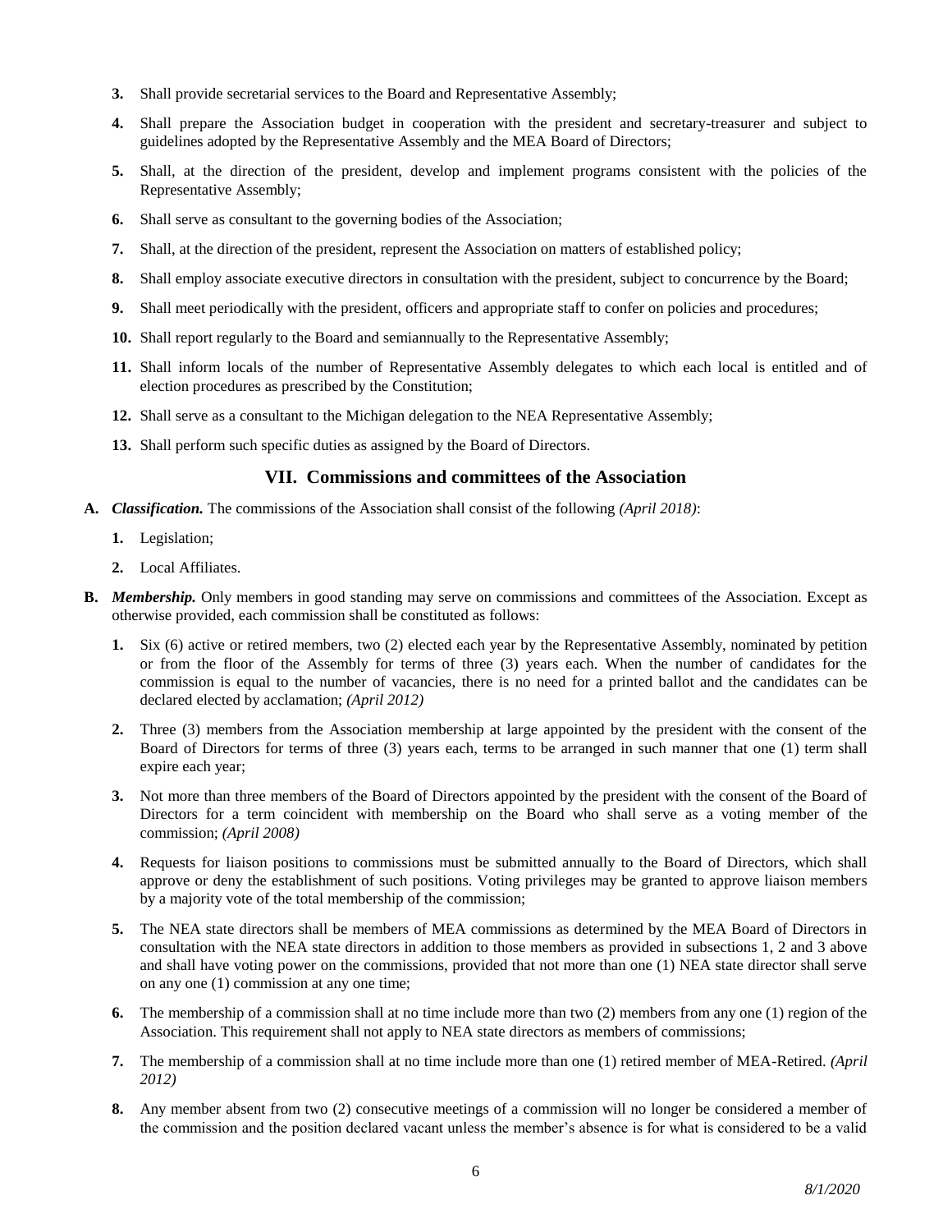3. Shall provide secretarial services to the Board and Representative Assembly;

4. Shall prepare the Association budget in cooperation with the president and secretary-treasurer and subject to guidelines adopted by the Representative Assembly and the MEA Board of Directors;

5. Shall, at the direction of the president, develop and implement programs consistent with the policies of the Representative Assembly;

6. Shall serve as consultant to the governing bodies of the Association;

7. Shall, at the direction of the president, represent the Association on matters of established policy;

8. Shall employ associate executive directors in consultation with the president, subject to concurrence by the Board;

9. Shall meet periodically with the president, officers and appropriate staff to confer on policies and procedures;

10. Shall report regularly to the Board and semiannually to the Representative Assembly;

11. Shall inform locals of the number of Representative Assembly delegates to which each local is entitled and of election procedures as prescribed by the Constitution;

12. Shall serve as a consultant to the Michigan delegation to the NEA Representative Assembly;

13. Shall perform such specific duties as assigned by the Board of Directors.

## VII. Commissions and committees of the Association

**A.** ***Classification.*** The commissions of the Association shall consist of the following *(April 2018)*:

1. Legislation;

2. Local Affiliates.

**B.** ***Membership.*** Only members in good standing may serve on commissions and committees of the Association. Except as otherwise provided, each commission shall be constituted as follows:

1. Six (6) active or retired members, two (2) elected each year by the Representative Assembly, nominated by petition or from the floor of the Assembly for terms of three (3) years each. When the number of candidates for the commission is equal to the number of vacancies, there is no need for a printed ballot and the candidates can be declared elected by acclamation; *(April 2012)*

2. Three (3) members from the Association membership at large appointed by the president with the consent of the Board of Directors for terms of three (3) years each, terms to be arranged in such manner that one (1) term shall expire each year;

3. Not more than three members of the Board of Directors appointed by the president with the consent of the Board of Directors for a term coincident with membership on the Board who shall serve as a voting member of the commission; *(April 2008)*

4. Requests for liaison positions to commissions must be submitted annually to the Board of Directors, which shall approve or deny the establishment of such positions. Voting privileges may be granted to approve liaison members by a majority vote of the total membership of the commission;

5. The NEA state directors shall be members of MEA commissions as determined by the MEA Board of Directors in consultation with the NEA state directors in addition to those members as provided in subsections 1, 2 and 3 above and shall have voting power on the commissions, provided that not more than one (1) NEA state director shall serve on any one (1) commission at any one time;

6. The membership of a commission shall at no time include more than two (2) members from any one (1) region of the Association. This requirement shall not apply to NEA state directors as members of commissions;

7. The membership of a commission shall at no time include more than one (1) retired member of MEA-Retired. *(April 2012)*

8. Any member absent from two (2) consecutive meetings of a commission will no longer be considered a member of the commission and the position declared vacant unless the member's absence is for what is considered to be a valid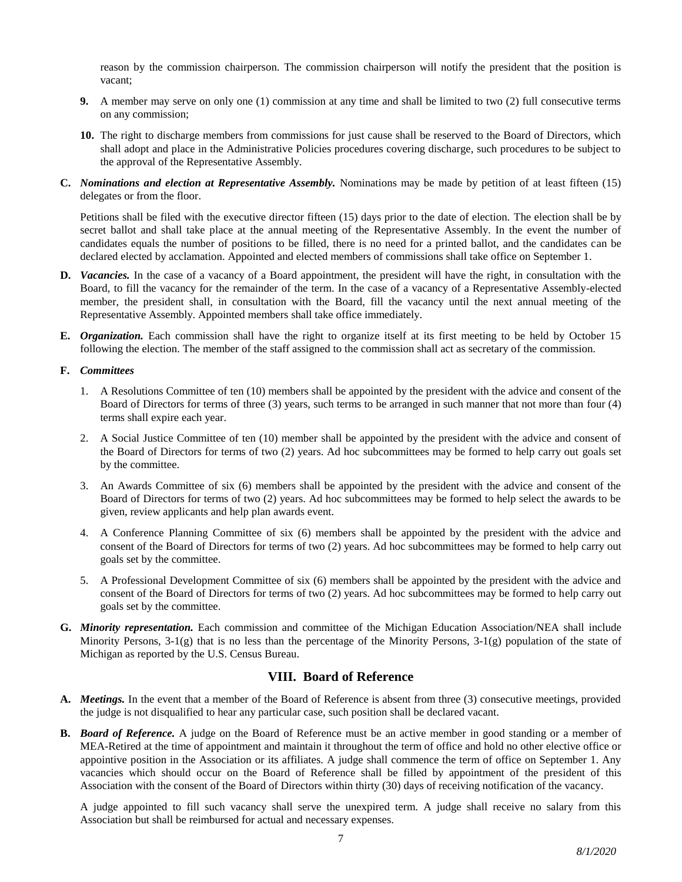reason by the commission chairperson. The commission chairperson will notify the president that the position is vacant;

**9.** A member may serve on only one (1) commission at any time and shall be limited to two (2) full consecutive terms on any commission;

**10.** The right to discharge members from commissions for just cause shall be reserved to the Board of Directors, which shall adopt and place in the Administrative Policies procedures covering discharge, such procedures to be subject to the approval of the Representative Assembly.

**C.** ***Nominations and election at Representative Assembly.*** Nominations may be made by petition of at least fifteen (15) delegates or from the floor.

Petitions shall be filed with the executive director fifteen (15) days prior to the date of election. The election shall be by secret ballot and shall take place at the annual meeting of the Representative Assembly. In the event the number of candidates equals the number of positions to be filled, there is no need for a printed ballot, and the candidates can be declared elected by acclamation. Appointed and elected members of commissions shall take office on September 1.

**D.** ***Vacancies.*** In the case of a vacancy of a Board appointment, the president will have the right, in consultation with the Board, to fill the vacancy for the remainder of the term. In the case of a vacancy of a Representative Assembly-elected member, the president shall, in consultation with the Board, fill the vacancy until the next annual meeting of the Representative Assembly. Appointed members shall take office immediately.

**E.** ***Organization.*** Each commission shall have the right to organize itself at its first meeting to be held by October 15 following the election. The member of the staff assigned to the commission shall act as secretary of the commission.

**F.** ***Committees***

1. A Resolutions Committee of ten (10) members shall be appointed by the president with the advice and consent of the Board of Directors for terms of three (3) years, such terms to be arranged in such manner that not more than four (4) terms shall expire each year.
2. A Social Justice Committee of ten (10) member shall be appointed by the president with the advice and consent of the Board of Directors for terms of two (2) years. Ad hoc subcommittees may be formed to help carry out goals set by the committee.
3. An Awards Committee of six (6) members shall be appointed by the president with the advice and consent of the Board of Directors for terms of two (2) years. Ad hoc subcommittees may be formed to help select the awards to be given, review applicants and help plan awards event.
4. A Conference Planning Committee of six (6) members shall be appointed by the president with the advice and consent of the Board of Directors for terms of two (2) years. Ad hoc subcommittees may be formed to help carry out goals set by the committee.
5. A Professional Development Committee of six (6) members shall be appointed by the president with the advice and consent of the Board of Directors for terms of two (2) years. Ad hoc subcommittees may be formed to help carry out goals set by the committee.

**G.** ***Minority representation.*** Each commission and committee of the Michigan Education Association/NEA shall include Minority Persons, 3-1(g) that is no less than the percentage of the Minority Persons, 3-1(g) population of the state of Michigan as reported by the U.S. Census Bureau.

## VIII. Board of Reference

**A.** ***Meetings.*** In the event that a member of the Board of Reference is absent from three (3) consecutive meetings, provided the judge is not disqualified to hear any particular case, such position shall be declared vacant.

**B.** ***Board of Reference.*** A judge on the Board of Reference must be an active member in good standing or a member of MEA-Retired at the time of appointment and maintain it throughout the term of office and hold no other elective office or appointive position in the Association or its affiliates. A judge shall commence the term of office on September 1. Any vacancies which should occur on the Board of Reference shall be filled by appointment of the president of this Association with the consent of the Board of Directors within thirty (30) days of receiving notification of the vacancy.

A judge appointed to fill such vacancy shall serve the unexpired term. A judge shall receive no salary from this Association but shall be reimbursed for actual and necessary expenses.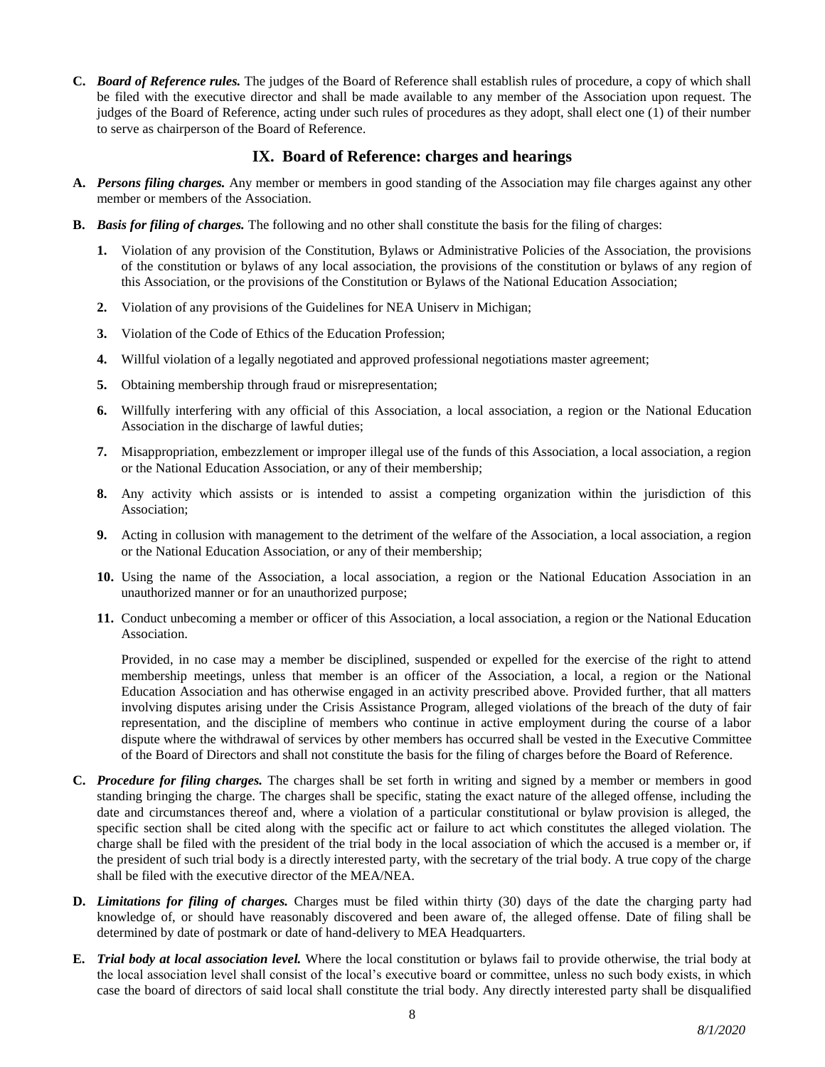**C.** ***Board of Reference rules.*** The judges of the Board of Reference shall establish rules of procedure, a copy of which shall be filed with the executive director and shall be made available to any member of the Association upon request. The judges of the Board of Reference, acting under such rules of procedures as they adopt, shall elect one (1) of their number to serve as chairperson of the Board of Reference.

## IX. Board of Reference: charges and hearings

**A.** ***Persons filing charges.*** Any member or members in good standing of the Association may file charges against any other member or members of the Association.

**B.** ***Basis for filing of charges.*** The following and no other shall constitute the basis for the filing of charges:

1. Violation of any provision of the Constitution, Bylaws or Administrative Policies of the Association, the provisions of the constitution or bylaws of any local association, the provisions of the constitution or bylaws of any region of this Association, or the provisions of the Constitution or Bylaws of the National Education Association;
2. Violation of any provisions of the Guidelines for NEA Uniserv in Michigan;
3. Violation of the Code of Ethics of the Education Profession;
4. Willful violation of a legally negotiated and approved professional negotiations master agreement;
5. Obtaining membership through fraud or misrepresentation;
6. Willfully interfering with any official of this Association, a local association, a region or the National Education Association in the discharge of lawful duties;
7. Misappropriation, embezzlement or improper illegal use of the funds of this Association, a local association, a region or the National Education Association, or any of their membership;
8. Any activity which assists or is intended to assist a competing organization within the jurisdiction of this Association;
9. Acting in collusion with management to the detriment of the welfare of the Association, a local association, a region or the National Education Association, or any of their membership;
10. Using the name of the Association, a local association, a region or the National Education Association in an unauthorized manner or for an unauthorized purpose;
11. Conduct unbecoming a member or officer of this Association, a local association, a region or the National Education Association.

Provided, in no case may a member be disciplined, suspended or expelled for the exercise of the right to attend membership meetings, unless that member is an officer of the Association, a local, a region or the National Education Association and has otherwise engaged in an activity prescribed above. Provided further, that all matters involving disputes arising under the Crisis Assistance Program, alleged violations of the breach of the duty of fair representation, and the discipline of members who continue in active employment during the course of a labor dispute where the withdrawal of services by other members has occurred shall be vested in the Executive Committee of the Board of Directors and shall not constitute the basis for the filing of charges before the Board of Reference.

**C.** ***Procedure for filing charges.*** The charges shall be set forth in writing and signed by a member or members in good standing bringing the charge. The charges shall be specific, stating the exact nature of the alleged offense, including the date and circumstances thereof and, where a violation of a particular constitutional or bylaw provision is alleged, the specific section shall be cited along with the specific act or failure to act which constitutes the alleged violation. The charge shall be filed with the president of the trial body in the local association of which the accused is a member or, if the president of such trial body is a directly interested party, with the secretary of the trial body. A true copy of the charge shall be filed with the executive director of the MEA/NEA.

**D.** ***Limitations for filing of charges.*** Charges must be filed within thirty (30) days of the date the charging party had knowledge of, or should have reasonably discovered and been aware of, the alleged offense. Date of filing shall be determined by date of postmark or date of hand-delivery to MEA Headquarters.

**E.** ***Trial body at local association level.*** Where the local constitution or bylaws fail to provide otherwise, the trial body at the local association level shall consist of the local's executive board or committee, unless no such body exists, in which case the board of directors of said local shall constitute the trial body. Any directly interested party shall be disqualified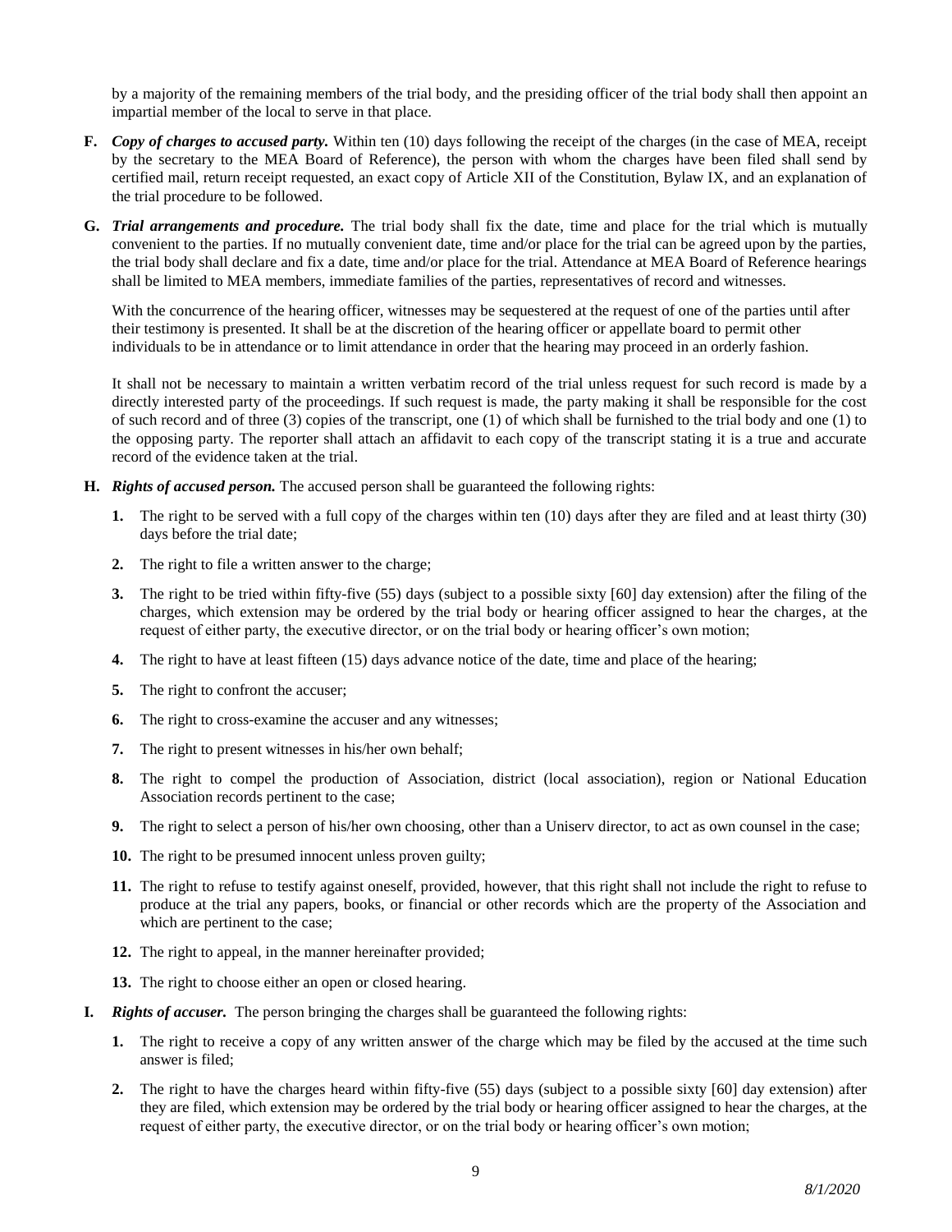by a majority of the remaining members of the trial body, and the presiding officer of the trial body shall then appoint an impartial member of the local to serve in that place.

**F.** ***Copy of charges to accused party.*** Within ten (10) days following the receipt of the charges (in the case of MEA, receipt by the secretary to the MEA Board of Reference), the person with whom the charges have been filed shall send by certified mail, return receipt requested, an exact copy of Article XII of the Constitution, Bylaw IX, and an explanation of the trial procedure to be followed.

**G.** ***Trial arrangements and procedure.*** The trial body shall fix the date, time and place for the trial which is mutually convenient to the parties. If no mutually convenient date, time and/or place for the trial can be agreed upon by the parties, the trial body shall declare and fix a date, time and/or place for the trial. Attendance at MEA Board of Reference hearings shall be limited to MEA members, immediate families of the parties, representatives of record and witnesses.

With the concurrence of the hearing officer, witnesses may be sequestered at the request of one of the parties until after their testimony is presented. It shall be at the discretion of the hearing officer or appellate board to permit other individuals to be in attendance or to limit attendance in order that the hearing may proceed in an orderly fashion.

It shall not be necessary to maintain a written verbatim record of the trial unless request for such record is made by a directly interested party of the proceedings. If such request is made, the party making it shall be responsible for the cost of such record and of three (3) copies of the transcript, one (1) of which shall be furnished to the trial body and one (1) to the opposing party. The reporter shall attach an affidavit to each copy of the transcript stating it is a true and accurate record of the evidence taken at the trial.

**H.** ***Rights of accused person.*** The accused person shall be guaranteed the following rights:

**1.** The right to be served with a full copy of the charges within ten (10) days after they are filed and at least thirty (30) days before the trial date;

**2.** The right to file a written answer to the charge;

**3.** The right to be tried within fifty-five (55) days (subject to a possible sixty [60] day extension) after the filing of the charges, which extension may be ordered by the trial body or hearing officer assigned to hear the charges, at the request of either party, the executive director, or on the trial body or hearing officer's own motion;

**4.** The right to have at least fifteen (15) days advance notice of the date, time and place of the hearing;

**5.** The right to confront the accuser;

**6.** The right to cross-examine the accuser and any witnesses;

**7.** The right to present witnesses in his/her own behalf;

**8.** The right to compel the production of Association, district (local association), region or National Education Association records pertinent to the case;

**9.** The right to select a person of his/her own choosing, other than a Uniserv director, to act as own counsel in the case;

**10.** The right to be presumed innocent unless proven guilty;

**11.** The right to refuse to testify against oneself, provided, however, that this right shall not include the right to refuse to produce at the trial any papers, books, or financial or other records which are the property of the Association and which are pertinent to the case;

**12.** The right to appeal, in the manner hereinafter provided;

**13.** The right to choose either an open or closed hearing.

**I.** ***Rights of accuser.*** The person bringing the charges shall be guaranteed the following rights:

**1.** The right to receive a copy of any written answer of the charge which may be filed by the accused at the time such answer is filed;

**2.** The right to have the charges heard within fifty-five (55) days (subject to a possible sixty [60] day extension) after they are filed, which extension may be ordered by the trial body or hearing officer assigned to hear the charges, at the request of either party, the executive director, or on the trial body or hearing officer's own motion;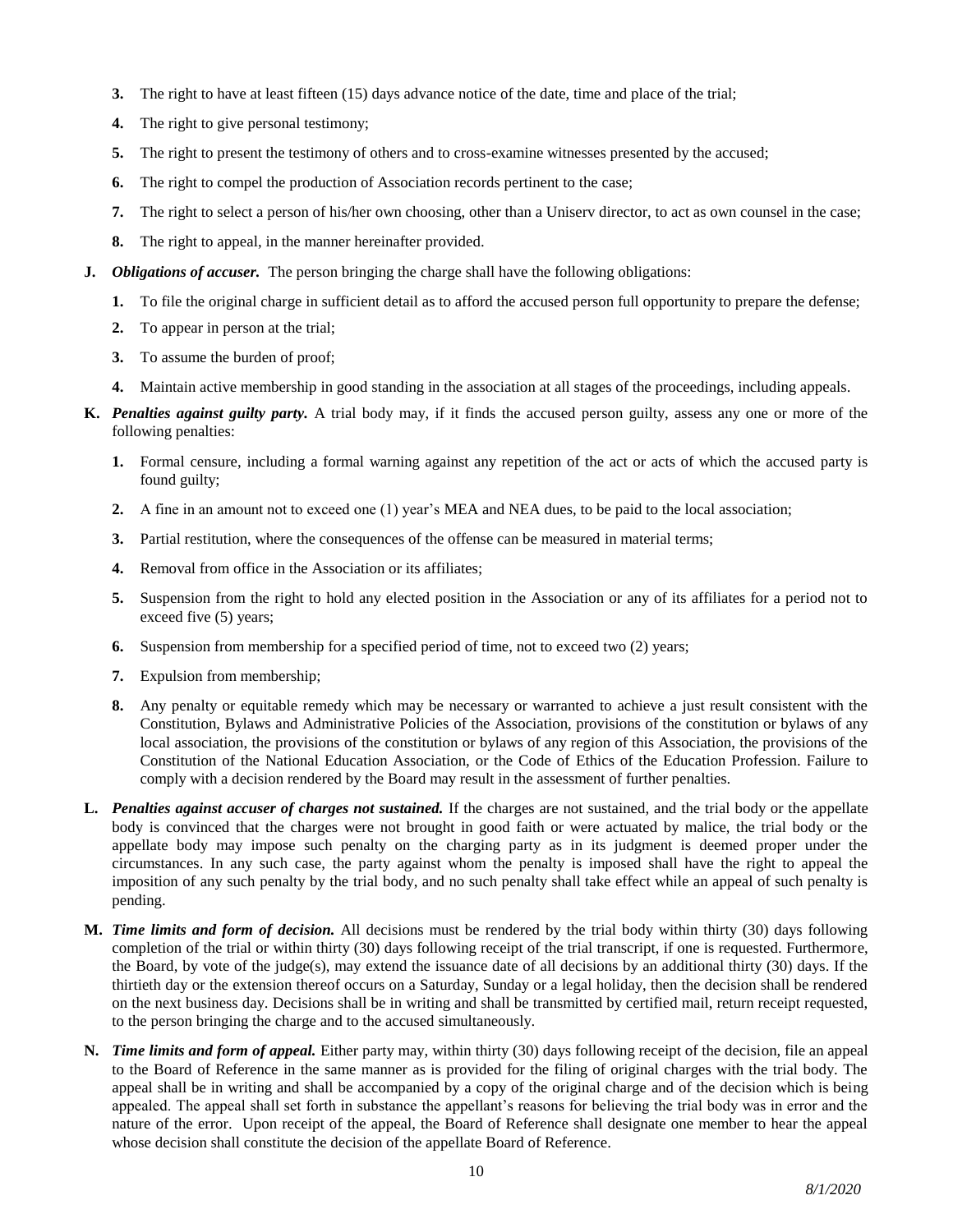3. The right to have at least fifteen (15) days advance notice of the date, time and place of the trial;
4. The right to give personal testimony;
5. The right to present the testimony of others and to cross-examine witnesses presented by the accused;
6. The right to compel the production of Association records pertinent to the case;
7. The right to select a person of his/her own choosing, other than a Uniserv director, to act as own counsel in the case;
8. The right to appeal, in the manner hereinafter provided.

**J.** ***Obligations of accuser.*** The person bringing the charge shall have the following obligations:

1. To file the original charge in sufficient detail as to afford the accused person full opportunity to prepare the defense;
2. To appear in person at the trial;
3. To assume the burden of proof;
4. Maintain active membership in good standing in the association at all stages of the proceedings, including appeals.

**K.** ***Penalties against guilty party.*** A trial body may, if it finds the accused person guilty, assess any one or more of the following penalties:

1. Formal censure, including a formal warning against any repetition of the act or acts of which the accused party is found guilty;
2. A fine in an amount not to exceed one (1) year's MEA and NEA dues, to be paid to the local association;
3. Partial restitution, where the consequences of the offense can be measured in material terms;
4. Removal from office in the Association or its affiliates;
5. Suspension from the right to hold any elected position in the Association or any of its affiliates for a period not to exceed five (5) years;
6. Suspension from membership for a specified period of time, not to exceed two (2) years;
7. Expulsion from membership;
8. Any penalty or equitable remedy which may be necessary or warranted to achieve a just result consistent with the Constitution, Bylaws and Administrative Policies of the Association, provisions of the constitution or bylaws of any local association, the provisions of the constitution or bylaws of any region of this Association, the provisions of the Constitution of the National Education Association, or the Code of Ethics of the Education Profession. Failure to comply with a decision rendered by the Board may result in the assessment of further penalties.

**L.** ***Penalties against accuser of charges not sustained.*** If the charges are not sustained, and the trial body or the appellate body is convinced that the charges were not brought in good faith or were actuated by malice, the trial body or the appellate body may impose such penalty on the charging party as in its judgment is deemed proper under the circumstances. In any such case, the party against whom the penalty is imposed shall have the right to appeal the imposition of any such penalty by the trial body, and no such penalty shall take effect while an appeal of such penalty is pending.

**M.** ***Time limits and form of decision.*** All decisions must be rendered by the trial body within thirty (30) days following completion of the trial or within thirty (30) days following receipt of the trial transcript, if one is requested. Furthermore, the Board, by vote of the judge(s), may extend the issuance date of all decisions by an additional thirty (30) days. If the thirtieth day or the extension thereof occurs on a Saturday, Sunday or a legal holiday, then the decision shall be rendered on the next business day. Decisions shall be in writing and shall be transmitted by certified mail, return receipt requested, to the person bringing the charge and to the accused simultaneously.

**N.** ***Time limits and form of appeal.*** Either party may, within thirty (30) days following receipt of the decision, file an appeal to the Board of Reference in the same manner as is provided for the filing of original charges with the trial body. The appeal shall be in writing and shall be accompanied by a copy of the original charge and of the decision which is being appealed. The appeal shall set forth in substance the appellant's reasons for believing the trial body was in error and the nature of the error. Upon receipt of the appeal, the Board of Reference shall designate one member to hear the appeal whose decision shall constitute the decision of the appellate Board of Reference.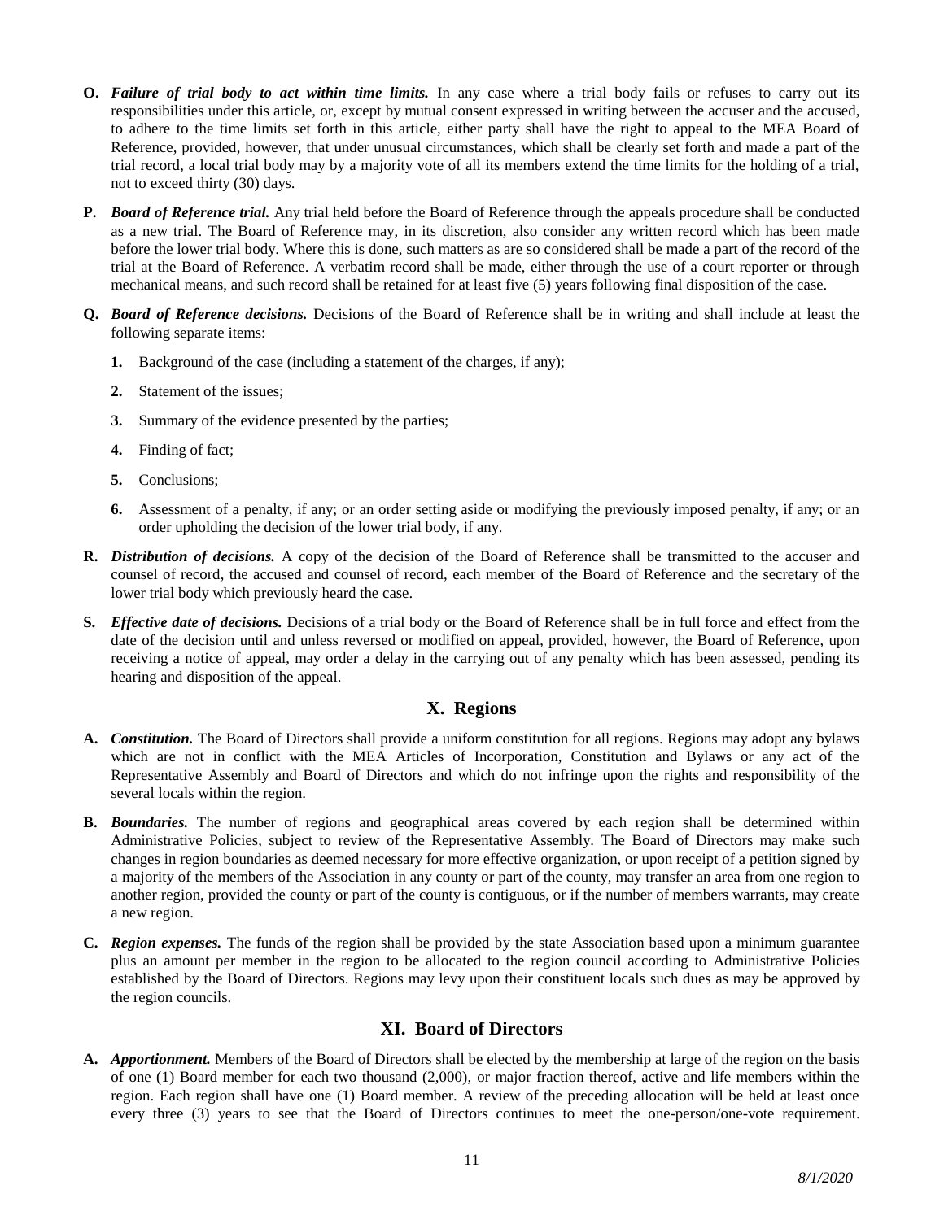**O.** ***Failure of trial body to act within time limits.*** In any case where a trial body fails or refuses to carry out its responsibilities under this article, or, except by mutual consent expressed in writing between the accuser and the accused, to adhere to the time limits set forth in this article, either party shall have the right to appeal to the MEA Board of Reference, provided, however, that under unusual circumstances, which shall be clearly set forth and made a part of the trial record, a local trial body may by a majority vote of all its members extend the time limits for the holding of a trial, not to exceed thirty (30) days.

**P.** ***Board of Reference trial.*** Any trial held before the Board of Reference through the appeals procedure shall be conducted as a new trial. The Board of Reference may, in its discretion, also consider any written record which has been made before the lower trial body. Where this is done, such matters as are so considered shall be made a part of the record of the trial at the Board of Reference. A verbatim record shall be made, either through the use of a court reporter or through mechanical means, and such record shall be retained for at least five (5) years following final disposition of the case.

**Q.** ***Board of Reference decisions.*** Decisions of the Board of Reference shall be in writing and shall include at least the following separate items:

1. Background of the case (including a statement of the charges, if any);
2. Statement of the issues;
3. Summary of the evidence presented by the parties;
4. Finding of fact;
5. Conclusions;
6. Assessment of a penalty, if any; or an order setting aside or modifying the previously imposed penalty, if any; or an order upholding the decision of the lower trial body, if any.

**R.** ***Distribution of decisions.*** A copy of the decision of the Board of Reference shall be transmitted to the accuser and counsel of record, the accused and counsel of record, each member of the Board of Reference and the secretary of the lower trial body which previously heard the case.

**S.** ***Effective date of decisions.*** Decisions of a trial body or the Board of Reference shall be in full force and effect from the date of the decision until and unless reversed or modified on appeal, provided, however, the Board of Reference, upon receiving a notice of appeal, may order a delay in the carrying out of any penalty which has been assessed, pending its hearing and disposition of the appeal.

## X. Regions

**A.** ***Constitution.*** The Board of Directors shall provide a uniform constitution for all regions. Regions may adopt any bylaws which are not in conflict with the MEA Articles of Incorporation, Constitution and Bylaws or any act of the Representative Assembly and Board of Directors and which do not infringe upon the rights and responsibility of the several locals within the region.

**B.** ***Boundaries.*** The number of regions and geographical areas covered by each region shall be determined within Administrative Policies, subject to review of the Representative Assembly. The Board of Directors may make such changes in region boundaries as deemed necessary for more effective organization, or upon receipt of a petition signed by a majority of the members of the Association in any county or part of the county, may transfer an area from one region to another region, provided the county or part of the county is contiguous, or if the number of members warrants, may create a new region.

**C.** ***Region expenses.*** The funds of the region shall be provided by the state Association based upon a minimum guarantee plus an amount per member in the region to be allocated to the region council according to Administrative Policies established by the Board of Directors. Regions may levy upon their constituent locals such dues as may be approved by the region councils.

## XI. Board of Directors

**A.** ***Apportionment.*** Members of the Board of Directors shall be elected by the membership at large of the region on the basis of one (1) Board member for each two thousand (2,000), or major fraction thereof, active and life members within the region. Each region shall have one (1) Board member. A review of the preceding allocation will be held at least once every three (3) years to see that the Board of Directors continues to meet the one-person/one-vote requirement.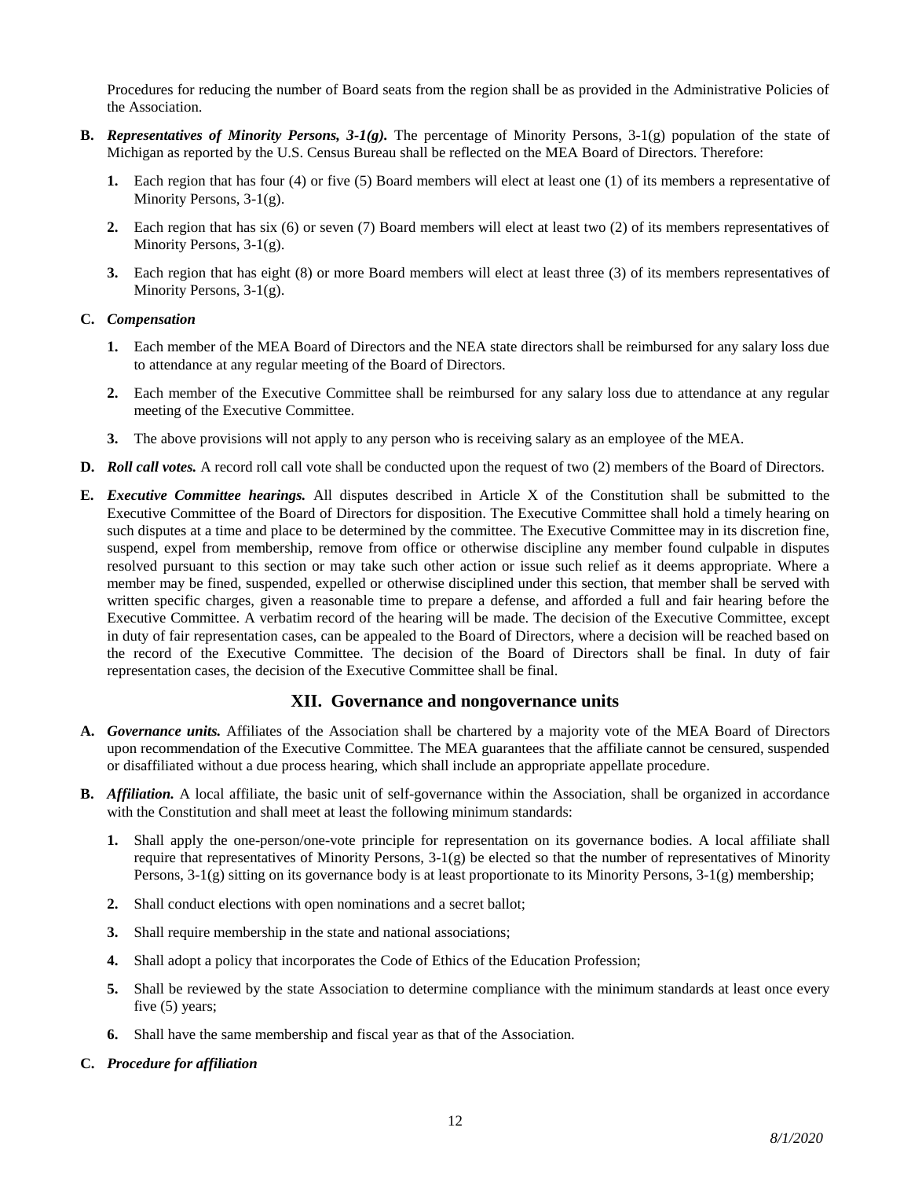Procedures for reducing the number of Board seats from the region shall be as provided in the Administrative Policies of the Association.

**B.** ***Representatives of Minority Persons, 3-1(g).*** The percentage of Minority Persons, 3-1(g) population of the state of Michigan as reported by the U.S. Census Bureau shall be reflected on the MEA Board of Directors. Therefore:

1. Each region that has four (4) or five (5) Board members will elect at least one (1) of its members a representative of Minority Persons, 3-1(g).
2. Each region that has six (6) or seven (7) Board members will elect at least two (2) of its members representatives of Minority Persons, 3-1(g).
3. Each region that has eight (8) or more Board members will elect at least three (3) of its members representatives of Minority Persons, 3-1(g).

**C.** ***Compensation***

1. Each member of the MEA Board of Directors and the NEA state directors shall be reimbursed for any salary loss due to attendance at any regular meeting of the Board of Directors.
2. Each member of the Executive Committee shall be reimbursed for any salary loss due to attendance at any regular meeting of the Executive Committee.
3. The above provisions will not apply to any person who is receiving salary as an employee of the MEA.

**D.** ***Roll call votes.*** A record roll call vote shall be conducted upon the request of two (2) members of the Board of Directors.

**E.** ***Executive Committee hearings.*** All disputes described in Article X of the Constitution shall be submitted to the Executive Committee of the Board of Directors for disposition. The Executive Committee shall hold a timely hearing on such disputes at a time and place to be determined by the committee. The Executive Committee may in its discretion fine, suspend, expel from membership, remove from office or otherwise discipline any member found culpable in disputes resolved pursuant to this section or may take such other action or issue such relief as it deems appropriate. Where a member may be fined, suspended, expelled or otherwise disciplined under this section, that member shall be served with written specific charges, given a reasonable time to prepare a defense, and afforded a full and fair hearing before the Executive Committee. A verbatim record of the hearing will be made. The decision of the Executive Committee, except in duty of fair representation cases, can be appealed to the Board of Directors, where a decision will be reached based on the record of the Executive Committee. The decision of the Board of Directors shall be final. In duty of fair representation cases, the decision of the Executive Committee shall be final.

## XII. Governance and nongovernance units

**A.** ***Governance units.*** Affiliates of the Association shall be chartered by a majority vote of the MEA Board of Directors upon recommendation of the Executive Committee. The MEA guarantees that the affiliate cannot be censured, suspended or disaffiliated without a due process hearing, which shall include an appropriate appellate procedure.

**B.** ***Affiliation.*** A local affiliate, the basic unit of self-governance within the Association, shall be organized in accordance with the Constitution and shall meet at least the following minimum standards:

1. Shall apply the one-person/one-vote principle for representation on its governance bodies. A local affiliate shall require that representatives of Minority Persons, 3-1(g) be elected so that the number of representatives of Minority Persons, 3-1(g) sitting on its governance body is at least proportionate to its Minority Persons, 3-1(g) membership;
2. Shall conduct elections with open nominations and a secret ballot;
3. Shall require membership in the state and national associations;
4. Shall adopt a policy that incorporates the Code of Ethics of the Education Profession;
5. Shall be reviewed by the state Association to determine compliance with the minimum standards at least once every five (5) years;
6. Shall have the same membership and fiscal year as that of the Association.

**C.** ***Procedure for affiliation***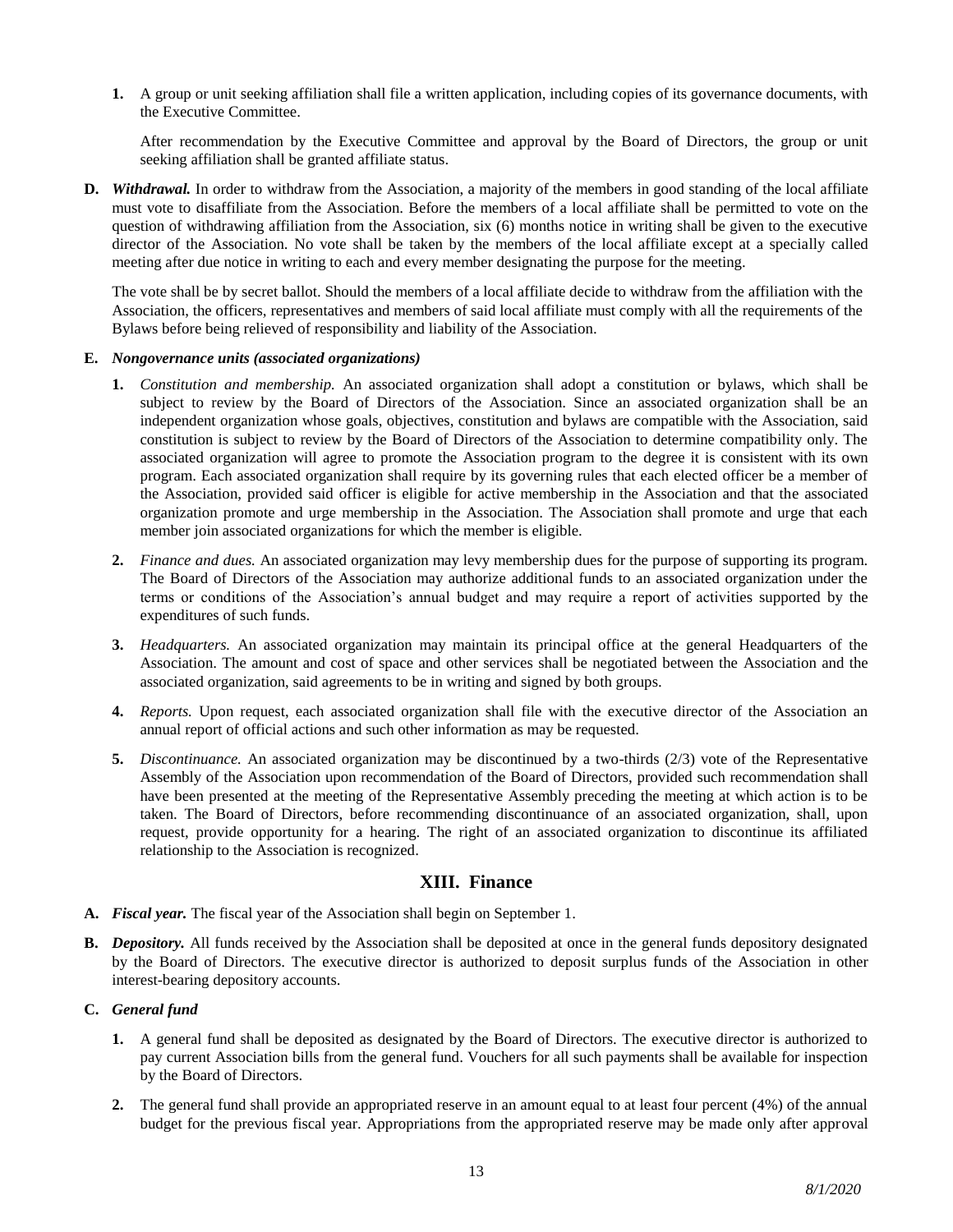1. A group or unit seeking affiliation shall file a written application, including copies of its governance documents, with the Executive Committee.

   After recommendation by the Executive Committee and approval by the Board of Directors, the group or unit seeking affiliation shall be granted affiliate status.

**D.** ***Withdrawal.*** In order to withdraw from the Association, a majority of the members in good standing of the local affiliate must vote to disaffiliate from the Association. Before the members of a local affiliate shall be permitted to vote on the question of withdrawing affiliation from the Association, six (6) months notice in writing shall be given to the executive director of the Association. No vote shall be taken by the members of the local affiliate except at a specially called meeting after due notice in writing to each and every member designating the purpose for the meeting.

The vote shall be by secret ballot. Should the members of a local affiliate decide to withdraw from the affiliation with the Association, the officers, representatives and members of said local affiliate must comply with all the requirements of the Bylaws before being relieved of responsibility and liability of the Association.

**E.** ***Nongovernance units (associated organizations)***

1. *Constitution and membership.* An associated organization shall adopt a constitution or bylaws, which shall be subject to review by the Board of Directors of the Association. Since an associated organization shall be an independent organization whose goals, objectives, constitution and bylaws are compatible with the Association, said constitution is subject to review by the Board of Directors of the Association to determine compatibility only. The associated organization will agree to promote the Association program to the degree it is consistent with its own program. Each associated organization shall require by its governing rules that each elected officer be a member of the Association, provided said officer is eligible for active membership in the Association and that the associated organization promote and urge membership in the Association. The Association shall promote and urge that each member join associated organizations for which the member is eligible.

2. *Finance and dues.* An associated organization may levy membership dues for the purpose of supporting its program. The Board of Directors of the Association may authorize additional funds to an associated organization under the terms or conditions of the Association's annual budget and may require a report of activities supported by the expenditures of such funds.

3. *Headquarters.* An associated organization may maintain its principal office at the general Headquarters of the Association. The amount and cost of space and other services shall be negotiated between the Association and the associated organization, said agreements to be in writing and signed by both groups.

4. *Reports.* Upon request, each associated organization shall file with the executive director of the Association an annual report of official actions and such other information as may be requested.

5. *Discontinuance.* An associated organization may be discontinued by a two-thirds (2/3) vote of the Representative Assembly of the Association upon recommendation of the Board of Directors, provided such recommendation shall have been presented at the meeting of the Representative Assembly preceding the meeting at which action is to be taken. The Board of Directors, before recommending discontinuance of an associated organization, shall, upon request, provide opportunity for a hearing. The right of an associated organization to discontinue its affiliated relationship to the Association is recognized.

## XIII. Finance

**A.** ***Fiscal year.*** The fiscal year of the Association shall begin on September 1.

**B.** ***Depository.*** All funds received by the Association shall be deposited at once in the general funds depository designated by the Board of Directors. The executive director is authorized to deposit surplus funds of the Association in other interest-bearing depository accounts.

**C.** ***General fund***

1. A general fund shall be deposited as designated by the Board of Directors. The executive director is authorized to pay current Association bills from the general fund. Vouchers for all such payments shall be available for inspection by the Board of Directors.

2. The general fund shall provide an appropriated reserve in an amount equal to at least four percent (4%) of the annual budget for the previous fiscal year. Appropriations from the appropriated reserve may be made only after approval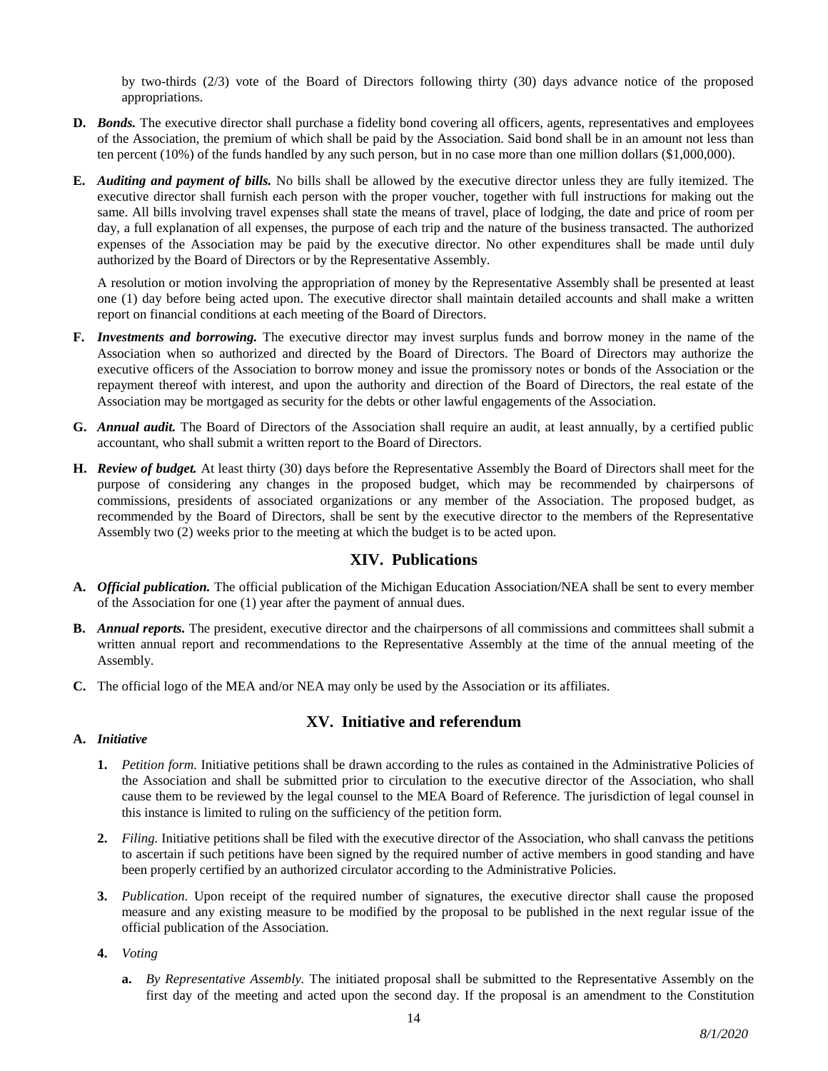by two-thirds (2/3) vote of the Board of Directors following thirty (30) days advance notice of the proposed appropriations.

**D.** ***Bonds.*** The executive director shall purchase a fidelity bond covering all officers, agents, representatives and employees of the Association, the premium of which shall be paid by the Association. Said bond shall be in an amount not less than ten percent (10%) of the funds handled by any such person, but in no case more than one million dollars ($1,000,000).

**E.** ***Auditing and payment of bills.*** No bills shall be allowed by the executive director unless they are fully itemized. The executive director shall furnish each person with the proper voucher, together with full instructions for making out the same. All bills involving travel expenses shall state the means of travel, place of lodging, the date and price of room per day, a full explanation of all expenses, the purpose of each trip and the nature of the business transacted. The authorized expenses of the Association may be paid by the executive director. No other expenditures shall be made until duly authorized by the Board of Directors or by the Representative Assembly.

A resolution or motion involving the appropriation of money by the Representative Assembly shall be presented at least one (1) day before being acted upon. The executive director shall maintain detailed accounts and shall make a written report on financial conditions at each meeting of the Board of Directors.

**F.** ***Investments and borrowing.*** The executive director may invest surplus funds and borrow money in the name of the Association when so authorized and directed by the Board of Directors. The Board of Directors may authorize the executive officers of the Association to borrow money and issue the promissory notes or bonds of the Association or the repayment thereof with interest, and upon the authority and direction of the Board of Directors, the real estate of the Association may be mortgaged as security for the debts or other lawful engagements of the Association.

**G.** ***Annual audit.*** The Board of Directors of the Association shall require an audit, at least annually, by a certified public accountant, who shall submit a written report to the Board of Directors.

**H.** ***Review of budget.*** At least thirty (30) days before the Representative Assembly the Board of Directors shall meet for the purpose of considering any changes in the proposed budget, which may be recommended by chairpersons of commissions, presidents of associated organizations or any member of the Association. The proposed budget, as recommended by the Board of Directors, shall be sent by the executive director to the members of the Representative Assembly two (2) weeks prior to the meeting at which the budget is to be acted upon.

## XIV. Publications

**A.** ***Official publication.*** The official publication of the Michigan Education Association/NEA shall be sent to every member of the Association for one (1) year after the payment of annual dues.

**B.** ***Annual reports.*** The president, executive director and the chairpersons of all commissions and committees shall submit a written annual report and recommendations to the Representative Assembly at the time of the annual meeting of the Assembly.

**C.** The official logo of the MEA and/or NEA may only be used by the Association or its affiliates.

## XV. Initiative and referendum

**A.** ***Initiative***

**1.** *Petition form.* Initiative petitions shall be drawn according to the rules as contained in the Administrative Policies of the Association and shall be submitted prior to circulation to the executive director of the Association, who shall cause them to be reviewed by the legal counsel to the MEA Board of Reference. The jurisdiction of legal counsel in this instance is limited to ruling on the sufficiency of the petition form.

**2.** *Filing.* Initiative petitions shall be filed with the executive director of the Association, who shall canvass the petitions to ascertain if such petitions have been signed by the required number of active members in good standing and have been properly certified by an authorized circulator according to the Administrative Policies.

**3.** *Publication.* Upon receipt of the required number of signatures, the executive director shall cause the proposed measure and any existing measure to be modified by the proposal to be published in the next regular issue of the official publication of the Association.

**4.** *Voting*

**a.** *By Representative Assembly.* The initiated proposal shall be submitted to the Representative Assembly on the first day of the meeting and acted upon the second day. If the proposal is an amendment to the Constitution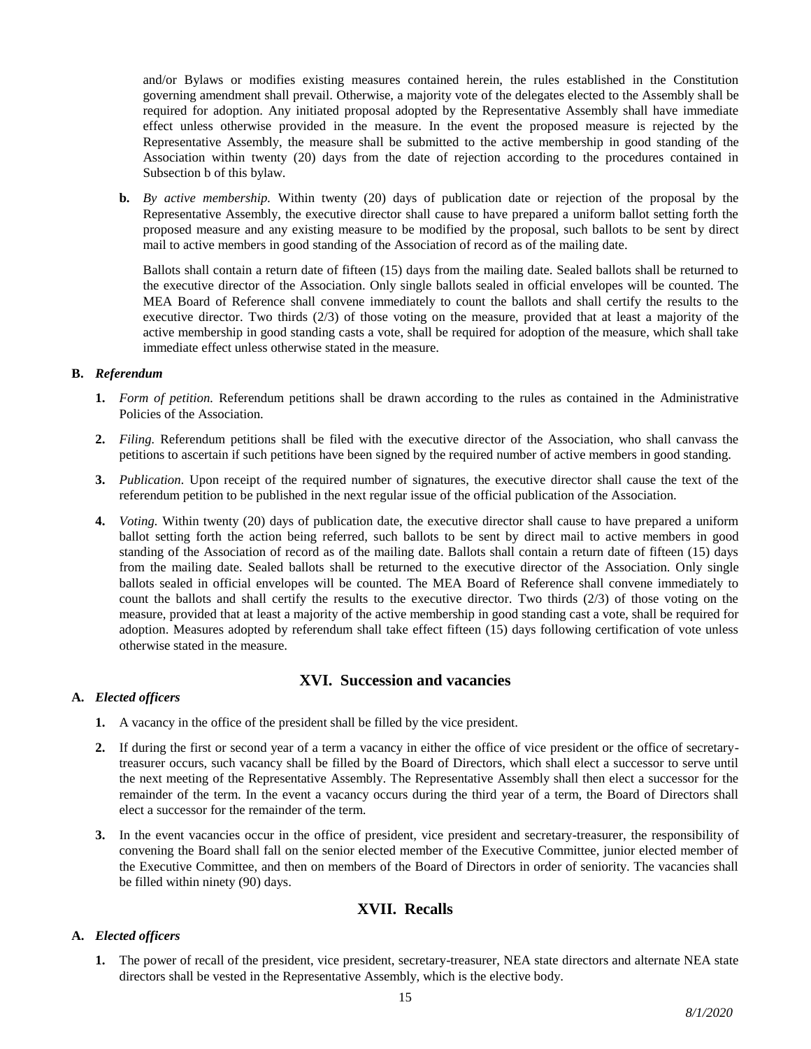and/or Bylaws or modifies existing measures contained herein, the rules established in the Constitution governing amendment shall prevail. Otherwise, a majority vote of the delegates elected to the Assembly shall be required for adoption. Any initiated proposal adopted by the Representative Assembly shall have immediate effect unless otherwise provided in the measure. In the event the proposed measure is rejected by the Representative Assembly, the measure shall be submitted to the active membership in good standing of the Association within twenty (20) days from the date of rejection according to the procedures contained in Subsection b of this bylaw.

**b.** *By active membership.* Within twenty (20) days of publication date or rejection of the proposal by the Representative Assembly, the executive director shall cause to have prepared a uniform ballot setting forth the proposed measure and any existing measure to be modified by the proposal, such ballots to be sent by direct mail to active members in good standing of the Association of record as of the mailing date.

Ballots shall contain a return date of fifteen (15) days from the mailing date. Sealed ballots shall be returned to the executive director of the Association. Only single ballots sealed in official envelopes will be counted. The MEA Board of Reference shall convene immediately to count the ballots and shall certify the results to the executive director. Two thirds (2/3) of those voting on the measure, provided that at least a majority of the active membership in good standing casts a vote, shall be required for adoption of the measure, which shall take immediate effect unless otherwise stated in the measure.

**B.** ***Referendum***

1. *Form of petition.* Referendum petitions shall be drawn according to the rules as contained in the Administrative Policies of the Association.
2. *Filing.* Referendum petitions shall be filed with the executive director of the Association, who shall canvass the petitions to ascertain if such petitions have been signed by the required number of active members in good standing.
3. *Publication.* Upon receipt of the required number of signatures, the executive director shall cause the text of the referendum petition to be published in the next regular issue of the official publication of the Association.
4. *Voting.* Within twenty (20) days of publication date, the executive director shall cause to have prepared a uniform ballot setting forth the action being referred, such ballots to be sent by direct mail to active members in good standing of the Association of record as of the mailing date. Ballots shall contain a return date of fifteen (15) days from the mailing date. Sealed ballots shall be returned to the executive director of the Association. Only single ballots sealed in official envelopes will be counted. The MEA Board of Reference shall convene immediately to count the ballots and shall certify the results to the executive director. Two thirds (2/3) of those voting on the measure, provided that at least a majority of the active membership in good standing cast a vote, shall be required for adoption. Measures adopted by referendum shall take effect fifteen (15) days following certification of vote unless otherwise stated in the measure.

## XVI. Succession and vacancies

**A.** ***Elected officers***

1. A vacancy in the office of the president shall be filled by the vice president.
2. If during the first or second year of a term a vacancy in either the office of vice president or the office of secretary-treasurer occurs, such vacancy shall be filled by the Board of Directors, which shall elect a successor to serve until the next meeting of the Representative Assembly. The Representative Assembly shall then elect a successor for the remainder of the term. In the event a vacancy occurs during the third year of a term, the Board of Directors shall elect a successor for the remainder of the term.
3. In the event vacancies occur in the office of president, vice president and secretary-treasurer, the responsibility of convening the Board shall fall on the senior elected member of the Executive Committee, junior elected member of the Executive Committee, and then on members of the Board of Directors in order of seniority. The vacancies shall be filled within ninety (90) days.

## XVII. Recalls

**A.** ***Elected officers***

1. The power of recall of the president, vice president, secretary-treasurer, NEA state directors and alternate NEA state directors shall be vested in the Representative Assembly, which is the elective body.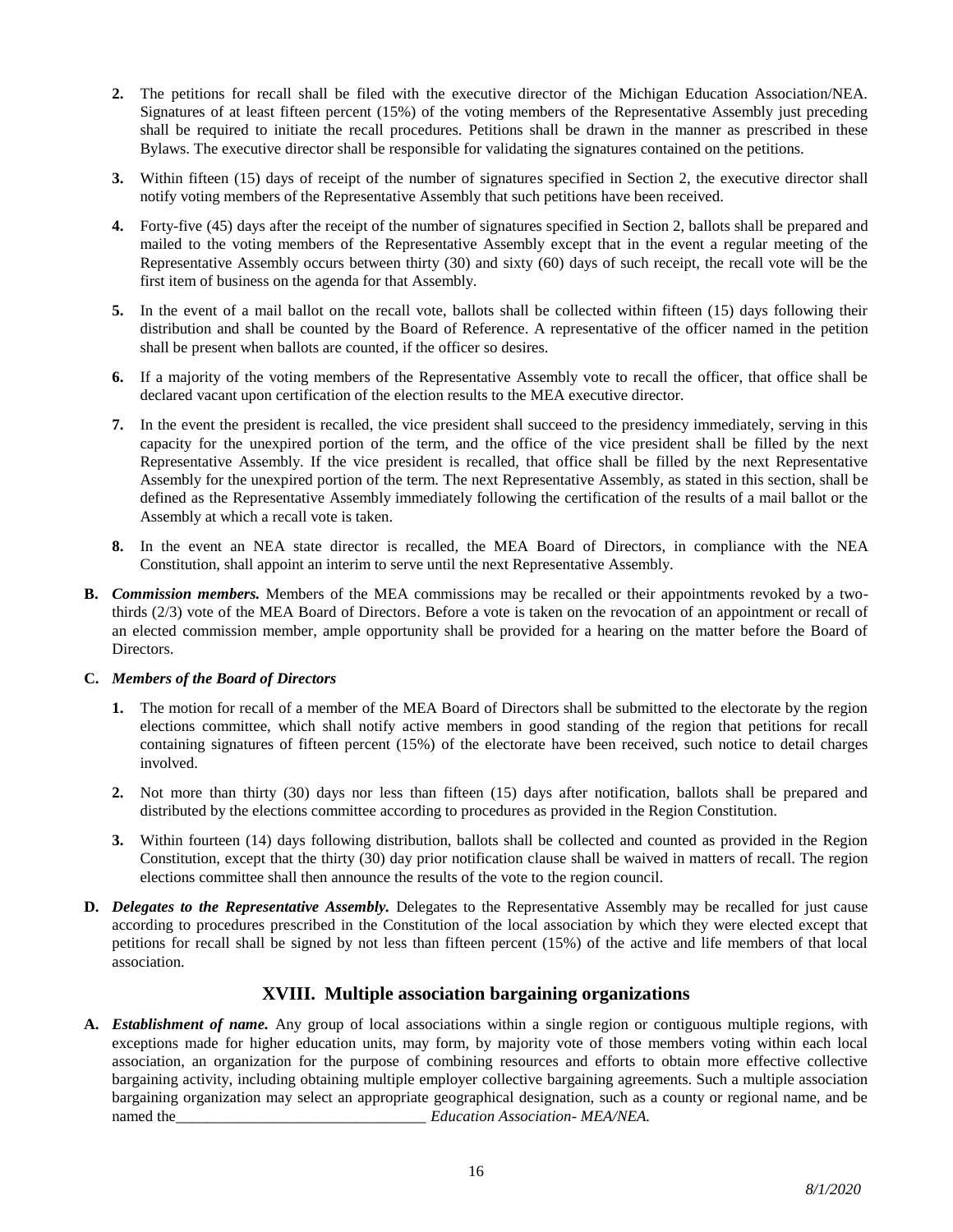2. The petitions for recall shall be filed with the executive director of the Michigan Education Association/NEA. Signatures of at least fifteen percent (15%) of the voting members of the Representative Assembly just preceding shall be required to initiate the recall procedures. Petitions shall be drawn in the manner as prescribed in these Bylaws. The executive director shall be responsible for validating the signatures contained on the petitions.

3. Within fifteen (15) days of receipt of the number of signatures specified in Section 2, the executive director shall notify voting members of the Representative Assembly that such petitions have been received.

4. Forty-five (45) days after the receipt of the number of signatures specified in Section 2, ballots shall be prepared and mailed to the voting members of the Representative Assembly except that in the event a regular meeting of the Representative Assembly occurs between thirty (30) and sixty (60) days of such receipt, the recall vote will be the first item of business on the agenda for that Assembly.

5. In the event of a mail ballot on the recall vote, ballots shall be collected within fifteen (15) days following their distribution and shall be counted by the Board of Reference. A representative of the officer named in the petition shall be present when ballots are counted, if the officer so desires.

6. If a majority of the voting members of the Representative Assembly vote to recall the officer, that office shall be declared vacant upon certification of the election results to the MEA executive director.

7. In the event the president is recalled, the vice president shall succeed to the presidency immediately, serving in this capacity for the unexpired portion of the term, and the office of the vice president shall be filled by the next Representative Assembly. If the vice president is recalled, that office shall be filled by the next Representative Assembly for the unexpired portion of the term. The next Representative Assembly, as stated in this section, shall be defined as the Representative Assembly immediately following the certification of the results of a mail ballot or the Assembly at which a recall vote is taken.

8. In the event an NEA state director is recalled, the MEA Board of Directors, in compliance with the NEA Constitution, shall appoint an interim to serve until the next Representative Assembly.

**B.** ***Commission members.*** Members of the MEA commissions may be recalled or their appointments revoked by a two-thirds (2/3) vote of the MEA Board of Directors. Before a vote is taken on the revocation of an appointment or recall of an elected commission member, ample opportunity shall be provided for a hearing on the matter before the Board of Directors.

**C.** ***Members of the Board of Directors***

1. The motion for recall of a member of the MEA Board of Directors shall be submitted to the electorate by the region elections committee, which shall notify active members in good standing of the region that petitions for recall containing signatures of fifteen percent (15%) of the electorate have been received, such notice to detail charges involved.

2. Not more than thirty (30) days nor less than fifteen (15) days after notification, ballots shall be prepared and distributed by the elections committee according to procedures as provided in the Region Constitution.

3. Within fourteen (14) days following distribution, ballots shall be collected and counted as provided in the Region Constitution, except that the thirty (30) day prior notification clause shall be waived in matters of recall. The region elections committee shall then announce the results of the vote to the region council.

**D.** ***Delegates to the Representative Assembly.*** Delegates to the Representative Assembly may be recalled for just cause according to procedures prescribed in the Constitution of the local association by which they were elected except that petitions for recall shall be signed by not less than fifteen percent (15%) of the active and life members of that local association.

## XVIII. Multiple association bargaining organizations

**A.** ***Establishment of name.*** Any group of local associations within a single region or contiguous multiple regions, with exceptions made for higher education units, may form, by majority vote of those members voting within each local association, an organization for the purpose of combining resources and efforts to obtain more effective collective bargaining activity, including obtaining multiple employer collective bargaining agreements. Such a multiple association bargaining organization may select an appropriate geographical designation, such as a county or regional name, and be named the________________________________ *Education Association- MEA/NEA.*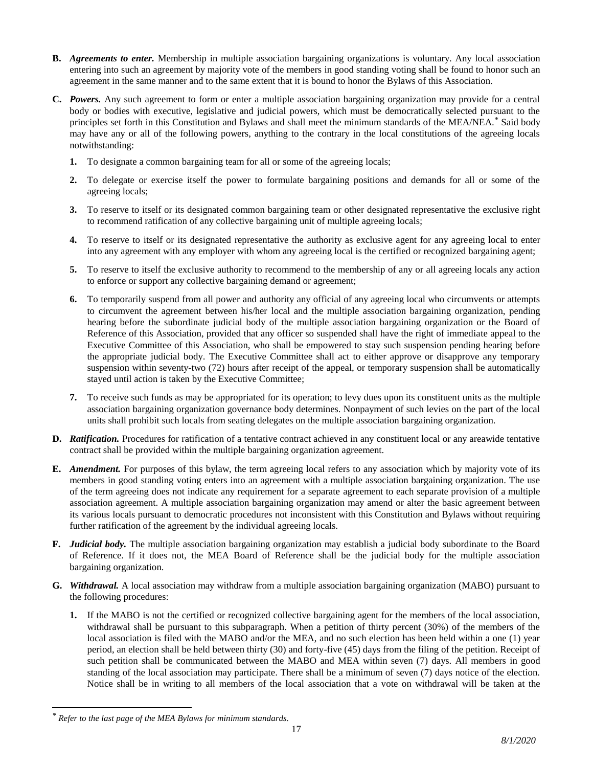**B.** ***Agreements to enter.*** Membership in multiple association bargaining organizations is voluntary. Any local association entering into such an agreement by majority vote of the members in good standing voting shall be found to honor such an agreement in the same manner and to the same extent that it is bound to honor the Bylaws of this Association.

**C.** ***Powers.*** Any such agreement to form or enter a multiple association bargaining organization may provide for a central body or bodies with executive, legislative and judicial powers, which must be democratically selected pursuant to the principles set forth in this Constitution and Bylaws and shall meet the minimum standards of the MEA/NEA.[*] Said body may have any or all of the following powers, anything to the contrary in the local constitutions of the agreeing locals notwithstanding:

1. To designate a common bargaining team for all or some of the agreeing locals;

2. To delegate or exercise itself the power to formulate bargaining positions and demands for all or some of the agreeing locals;

3. To reserve to itself or its designated common bargaining team or other designated representative the exclusive right to recommend ratification of any collective bargaining unit of multiple agreeing locals;

4. To reserve to itself or its designated representative the authority as exclusive agent for any agreeing local to enter into any agreement with any employer with whom any agreeing local is the certified or recognized bargaining agent;

5. To reserve to itself the exclusive authority to recommend to the membership of any or all agreeing locals any action to enforce or support any collective bargaining demand or agreement;

6. To temporarily suspend from all power and authority any official of any agreeing local who circumvents or attempts to circumvent the agreement between his/her local and the multiple association bargaining organization, pending hearing before the subordinate judicial body of the multiple association bargaining organization or the Board of Reference of this Association, provided that any officer so suspended shall have the right of immediate appeal to the Executive Committee of this Association, who shall be empowered to stay such suspension pending hearing before the appropriate judicial body. The Executive Committee shall act to either approve or disapprove any temporary suspension within seventy-two (72) hours after receipt of the appeal, or temporary suspension shall be automatically stayed until action is taken by the Executive Committee;

7. To receive such funds as may be appropriated for its operation; to levy dues upon its constituent units as the multiple association bargaining organization governance body determines. Nonpayment of such levies on the part of the local units shall prohibit such locals from seating delegates on the multiple association bargaining organization.

**D.** ***Ratification.*** Procedures for ratification of a tentative contract achieved in any constituent local or any areawide tentative contract shall be provided within the multiple bargaining organization agreement.

**E.** ***Amendment.*** For purposes of this bylaw, the term agreeing local refers to any association which by majority vote of its members in good standing voting enters into an agreement with a multiple association bargaining organization. The use of the term agreeing does not indicate any requirement for a separate agreement to each separate provision of a multiple association agreement. A multiple association bargaining organization may amend or alter the basic agreement between its various locals pursuant to democratic procedures not inconsistent with this Constitution and Bylaws without requiring further ratification of the agreement by the individual agreeing locals.

**F.** ***Judicial body.*** The multiple association bargaining organization may establish a judicial body subordinate to the Board of Reference. If it does not, the MEA Board of Reference shall be the judicial body for the multiple association bargaining organization.

**G.** ***Withdrawal.*** A local association may withdraw from a multiple association bargaining organization (MABO) pursuant to the following procedures:

1. If the MABO is not the certified or recognized collective bargaining agent for the members of the local association, withdrawal shall be pursuant to this subparagraph. When a petition of thirty percent (30%) of the members of the local association is filed with the MABO and/or the MEA, and no such election has been held within a one (1) year period, an election shall be held between thirty (30) and forty-five (45) days from the filing of the petition. Receipt of such petition shall be communicated between the MABO and MEA within seven (7) days. All members in good standing of the local association may participate. There shall be a minimum of seven (7) days notice of the election. Notice shall be in writing to all members of the local association that a vote on withdrawal will be taken at the

[*] *Refer to the last page of the MEA Bylaws for minimum standards.*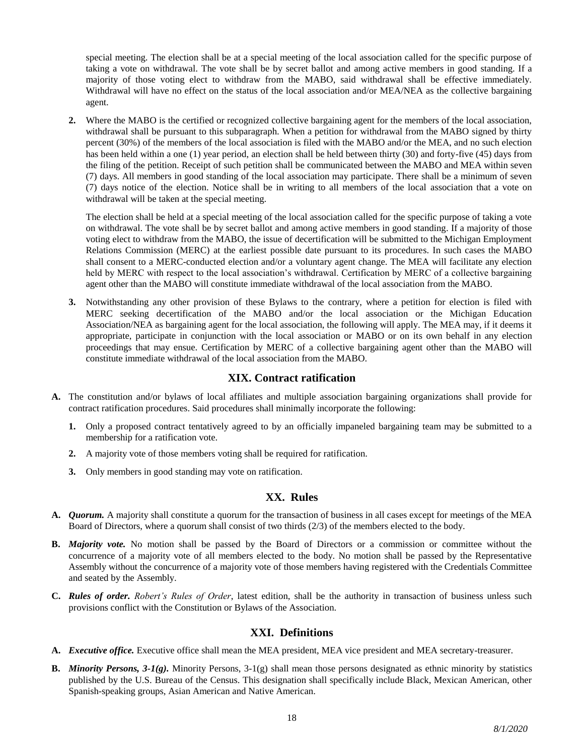special meeting. The election shall be at a special meeting of the local association called for the specific purpose of taking a vote on withdrawal. The vote shall be by secret ballot and among active members in good standing. If a majority of those voting elect to withdraw from the MABO, said withdrawal shall be effective immediately. Withdrawal will have no effect on the status of the local association and/or MEA/NEA as the collective bargaining agent.

2. Where the MABO is the certified or recognized collective bargaining agent for the members of the local association, withdrawal shall be pursuant to this subparagraph. When a petition for withdrawal from the MABO signed by thirty percent (30%) of the members of the local association is filed with the MABO and/or the MEA, and no such election has been held within a one (1) year period, an election shall be held between thirty (30) and forty-five (45) days from the filing of the petition. Receipt of such petition shall be communicated between the MABO and MEA within seven (7) days. All members in good standing of the local association may participate. There shall be a minimum of seven (7) days notice of the election. Notice shall be in writing to all members of the local association that a vote on withdrawal will be taken at the special meeting.

   The election shall be held at a special meeting of the local association called for the specific purpose of taking a vote on withdrawal. The vote shall be by secret ballot and among active members in good standing. If a majority of those voting elect to withdraw from the MABO, the issue of decertification will be submitted to the Michigan Employment Relations Commission (MERC) at the earliest possible date pursuant to its procedures. In such cases the MABO shall consent to a MERC-conducted election and/or a voluntary agent change. The MEA will facilitate any election held by MERC with respect to the local association's withdrawal. Certification by MERC of a collective bargaining agent other than the MABO will constitute immediate withdrawal of the local association from the MABO.

3. Notwithstanding any other provision of these Bylaws to the contrary, where a petition for election is filed with MERC seeking decertification of the MABO and/or the local association or the Michigan Education Association/NEA as bargaining agent for the local association, the following will apply. The MEA may, if it deems it appropriate, participate in conjunction with the local association or MABO or on its own behalf in any election proceedings that may ensue. Certification by MERC of a collective bargaining agent other than the MABO will constitute immediate withdrawal of the local association from the MABO.

## XIX. Contract ratification

**A.** The constitution and/or bylaws of local affiliates and multiple association bargaining organizations shall provide for contract ratification procedures. Said procedures shall minimally incorporate the following:

1. Only a proposed contract tentatively agreed to by an officially impaneled bargaining team may be submitted to a membership for a ratification vote.
2. A majority vote of those members voting shall be required for ratification.
3. Only members in good standing may vote on ratification.

## XX. Rules

**A.** ***Quorum.*** A majority shall constitute a quorum for the transaction of business in all cases except for meetings of the MEA Board of Directors, where a quorum shall consist of two thirds (2/3) of the members elected to the body.

**B.** ***Majority vote.*** No motion shall be passed by the Board of Directors or a commission or committee without the concurrence of a majority vote of all members elected to the body. No motion shall be passed by the Representative Assembly without the concurrence of a majority vote of those members having registered with the Credentials Committee and seated by the Assembly.

**C.** ***Rules of order.*** *Robert's Rules of Order*, latest edition, shall be the authority in transaction of business unless such provisions conflict with the Constitution or Bylaws of the Association.

## XXI. Definitions

**A.** ***Executive office.*** Executive office shall mean the MEA president, MEA vice president and MEA secretary-treasurer.

**B.** ***Minority Persons, 3-1(g).*** Minority Persons, 3-1(g) shall mean those persons designated as ethnic minority by statistics published by the U.S. Bureau of the Census. This designation shall specifically include Black, Mexican American, other Spanish-speaking groups, Asian American and Native American.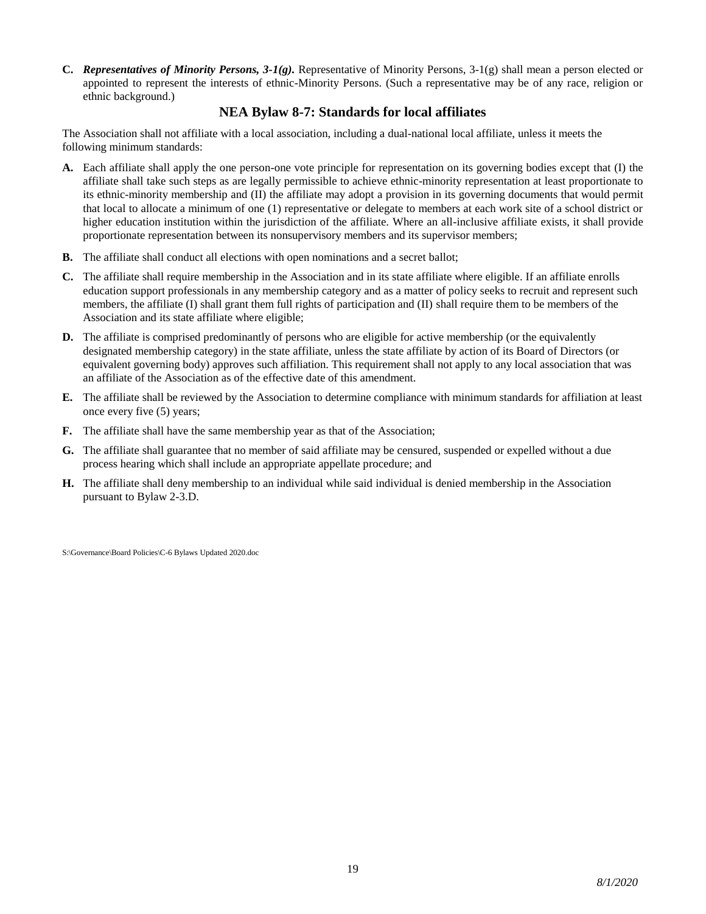**C.** ***Representatives of Minority Persons, 3-1(g).*** Representative of Minority Persons, 3-1(g) shall mean a person elected or appointed to represent the interests of ethnic-Minority Persons. (Such a representative may be of any race, religion or ethnic background.)

## NEA Bylaw 8-7: Standards for local affiliates

The Association shall not affiliate with a local association, including a dual-national local affiliate, unless it meets the following minimum standards:

**A.** Each affiliate shall apply the one person-one vote principle for representation on its governing bodies except that (I) the affiliate shall take such steps as are legally permissible to achieve ethnic-minority representation at least proportionate to its ethnic-minority membership and (II) the affiliate may adopt a provision in its governing documents that would permit that local to allocate a minimum of one (1) representative or delegate to members at each work site of a school district or higher education institution within the jurisdiction of the affiliate. Where an all-inclusive affiliate exists, it shall provide proportionate representation between its nonsupervisory members and its supervisor members;

**B.** The affiliate shall conduct all elections with open nominations and a secret ballot;

**C.** The affiliate shall require membership in the Association and in its state affiliate where eligible. If an affiliate enrolls education support professionals in any membership category and as a matter of policy seeks to recruit and represent such members, the affiliate (I) shall grant them full rights of participation and (II) shall require them to be members of the Association and its state affiliate where eligible;

**D.** The affiliate is comprised predominantly of persons who are eligible for active membership (or the equivalently designated membership category) in the state affiliate, unless the state affiliate by action of its Board of Directors (or equivalent governing body) approves such affiliation. This requirement shall not apply to any local association that was an affiliate of the Association as of the effective date of this amendment.

**E.** The affiliate shall be reviewed by the Association to determine compliance with minimum standards for affiliation at least once every five (5) years;

**F.** The affiliate shall have the same membership year as that of the Association;

**G.** The affiliate shall guarantee that no member of said affiliate may be censured, suspended or expelled without a due process hearing which shall include an appropriate appellate procedure; and

**H.** The affiliate shall deny membership to an individual while said individual is denied membership in the Association pursuant to Bylaw 2-3.D.

S:\Governance\Board Policies\C-6 Bylaws Updated 2020.doc